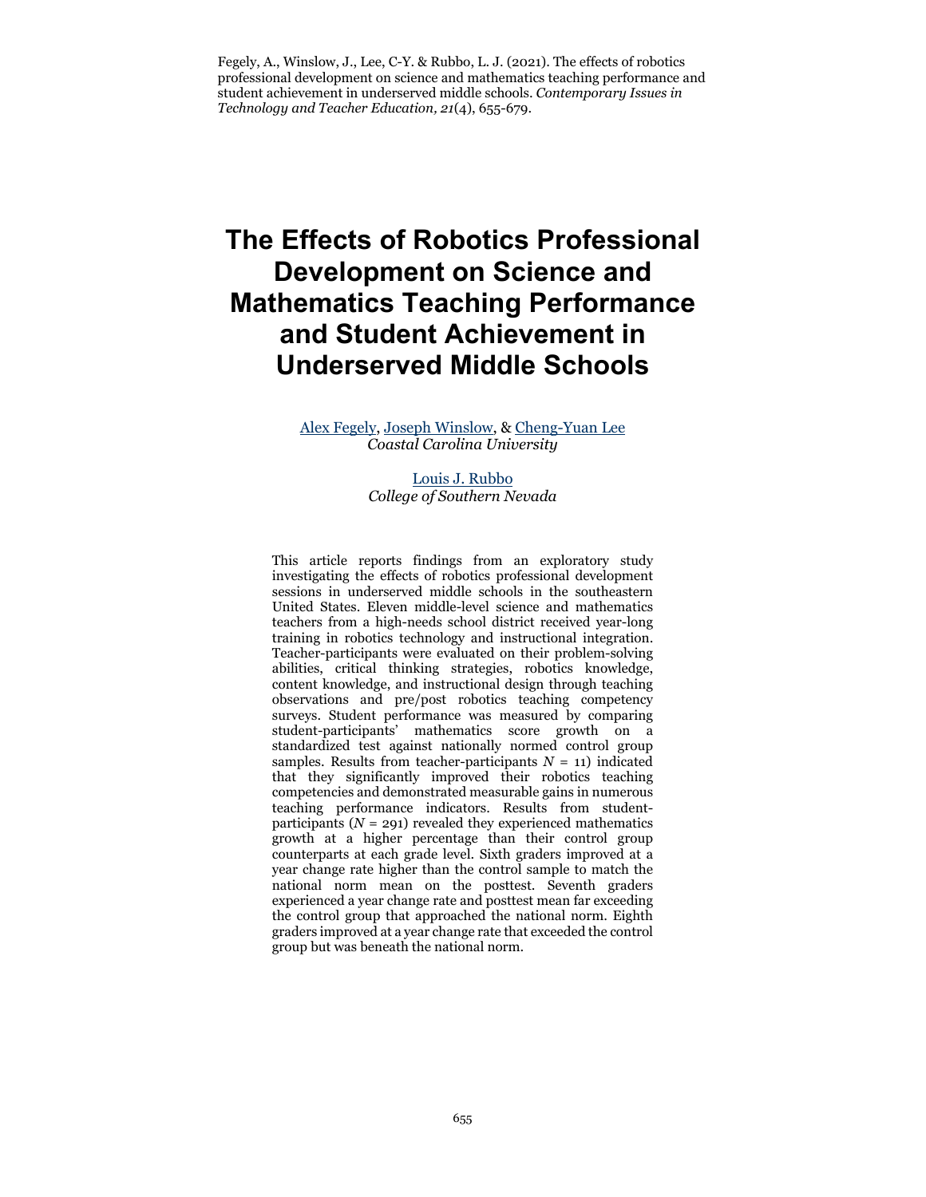Fegely, A., Winslow, J., Lee, C-Y. & Rubbo, L. J. (2021). The effects of robotics professional development on science and mathematics teaching performance and student achievement in underserved middle schools. *Contemporary Issues in Technology and Teacher Education, 21*(4), 655-679.

# The Effects of Robotics Professional Development on Science and Mathematics Teaching Performance and Student Achievement in Underserved Middle Schools

Alex Fegely, Joseph Winslow, & Cheng-Yuan Lee
*Coastal Carolina University*

Louis J. Rubbo
*College of Southern Nevada*

This article reports findings from an exploratory study investigating the effects of robotics professional development sessions in underserved middle schools in the southeastern United States. Eleven middle-level science and mathematics teachers from a high-needs school district received year-long training in robotics technology and instructional integration. Teacher-participants were evaluated on their problem-solving abilities, critical thinking strategies, robotics knowledge, content knowledge, and instructional design through teaching observations and pre/post robotics teaching competency surveys. Student performance was measured by comparing student-participants' mathematics score growth on a standardized test against nationally normed control group samples. Results from teacher-participants $N$ = 11) indicated that they significantly improved their robotics teaching competencies and demonstrated measurable gains in numerous teaching performance indicators. Results from student-participants ($N$ = 291) revealed they experienced mathematics growth at a higher percentage than their control group counterparts at each grade level. Sixth graders improved at a year change rate higher than the control sample to match the national norm mean on the posttest. Seventh graders experienced a year change rate and posttest mean far exceeding the control group that approached the national norm. Eighth graders improved at a year change rate that exceeded the control group but was beneath the national norm.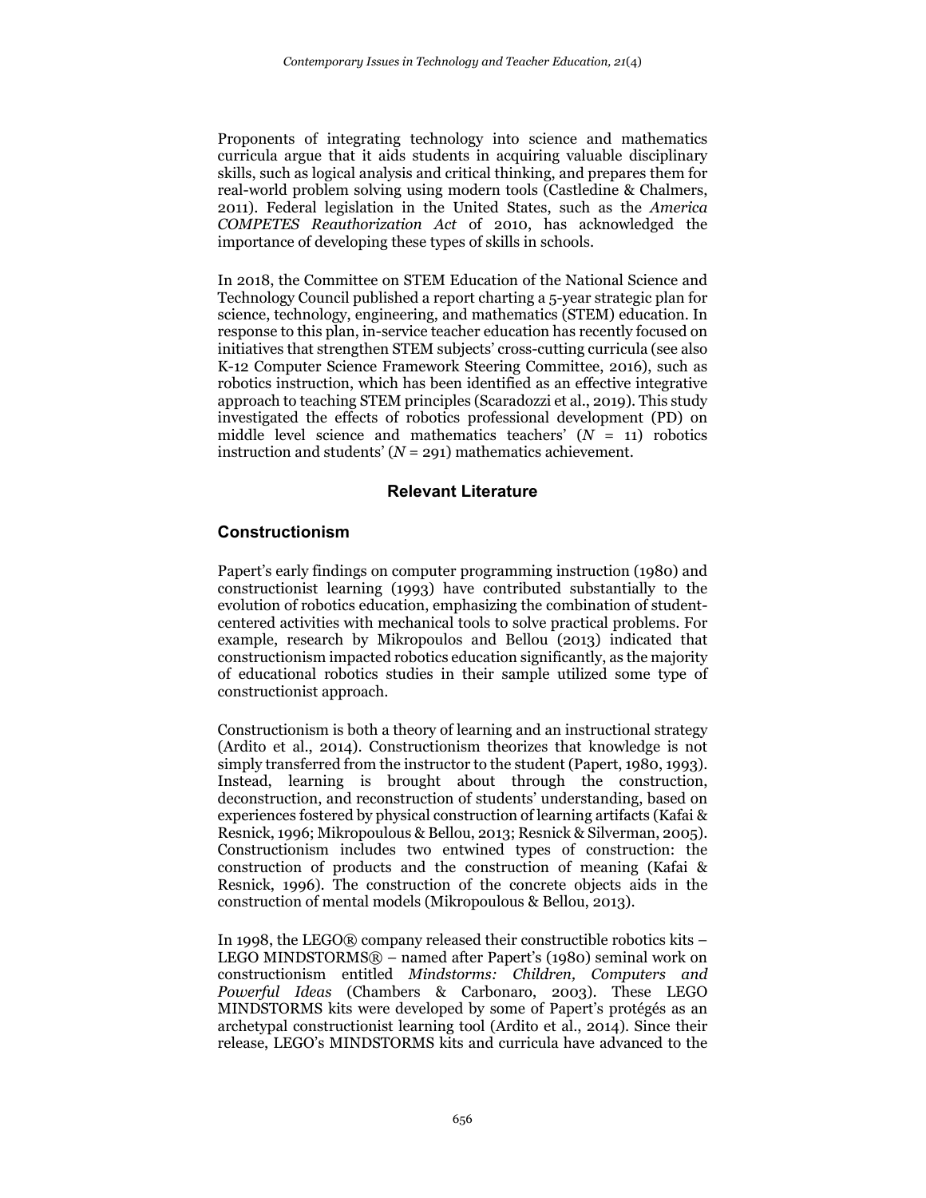Proponents of integrating technology into science and mathematics curricula argue that it aids students in acquiring valuable disciplinary skills, such as logical analysis and critical thinking, and prepares them for real-world problem solving using modern tools (Castledine & Chalmers, 2011). Federal legislation in the United States, such as the *America COMPETES Reauthorization Act* of 2010, has acknowledged the importance of developing these types of skills in schools.

In 2018, the Committee on STEM Education of the National Science and Technology Council published a report charting a 5-year strategic plan for science, technology, engineering, and mathematics (STEM) education. In response to this plan, in-service teacher education has recently focused on initiatives that strengthen STEM subjects' cross-cutting curricula (see also K-12 Computer Science Framework Steering Committee, 2016), such as robotics instruction, which has been identified as an effective integrative approach to teaching STEM principles (Scaradozzi et al., 2019). This study investigated the effects of robotics professional development (PD) on middle level science and mathematics teachers' ($N$ = 11) robotics instruction and students' ($N$ = 291) mathematics achievement.

## Relevant Literature

### Constructionism

Papert's early findings on computer programming instruction (1980) and constructionist learning (1993) have contributed substantially to the evolution of robotics education, emphasizing the combination of student-centered activities with mechanical tools to solve practical problems. For example, research by Mikropoulos and Bellou (2013) indicated that constructionism impacted robotics education significantly, as the majority of educational robotics studies in their sample utilized some type of constructionist approach.

Constructionism is both a theory of learning and an instructional strategy (Ardito et al., 2014). Constructionism theorizes that knowledge is not simply transferred from the instructor to the student (Papert, 1980, 1993). Instead, learning is brought about through the construction, deconstruction, and reconstruction of students' understanding, based on experiences fostered by physical construction of learning artifacts (Kafai & Resnick, 1996; Mikropoulous & Bellou, 2013; Resnick & Silverman, 2005). Constructionism includes two entwined types of construction: the construction of products and the construction of meaning (Kafai & Resnick, 1996). The construction of the concrete objects aids in the construction of mental models (Mikropoulous & Bellou, 2013).

In 1998, the LEGO® company released their constructible robotics kits – LEGO MINDSTORMS® – named after Papert's (1980) seminal work on constructionism entitled *Mindstorms: Children, Computers and Powerful Ideas* (Chambers & Carbonaro, 2003). These LEGO MINDSTORMS kits were developed by some of Papert's protégés as an archetypal constructionist learning tool (Ardito et al., 2014). Since their release, LEGO's MINDSTORMS kits and curricula have advanced to the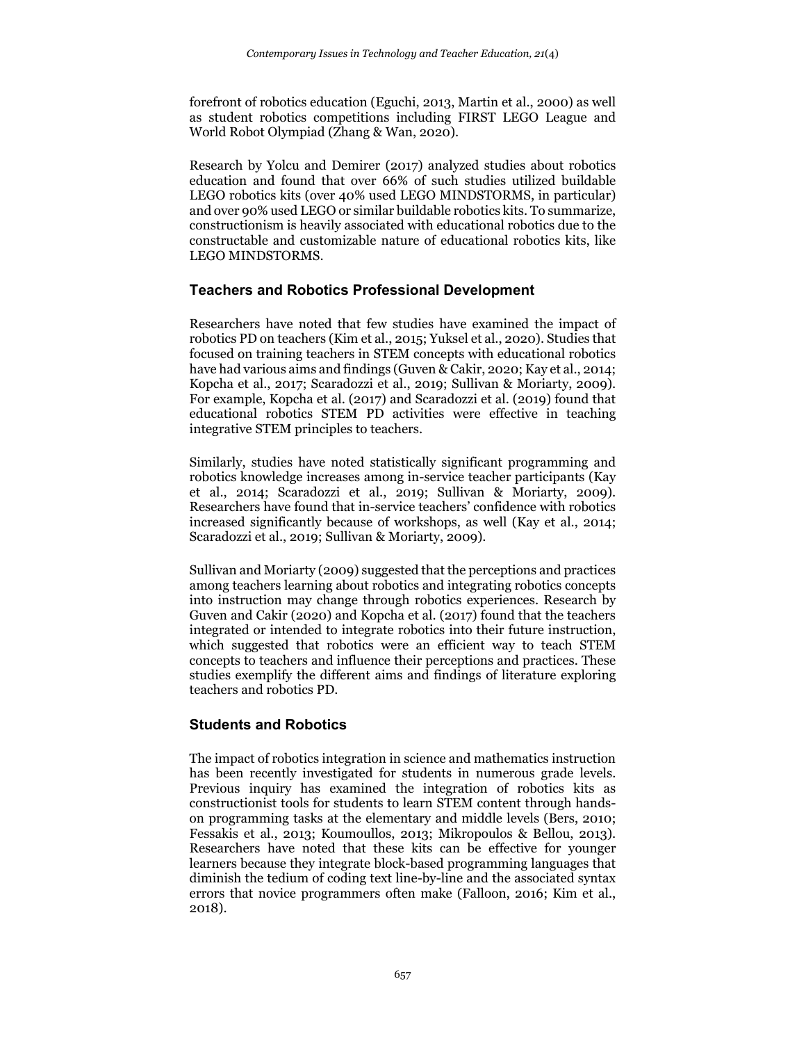forefront of robotics education (Eguchi, 2013, Martin et al., 2000) as well as student robotics competitions including FIRST LEGO League and World Robot Olympiad (Zhang & Wan, 2020).

Research by Yolcu and Demirer (2017) analyzed studies about robotics education and found that over 66% of such studies utilized buildable LEGO robotics kits (over 40% used LEGO MINDSTORMS, in particular) and over 90% used LEGO or similar buildable robotics kits. To summarize, constructionism is heavily associated with educational robotics due to the constructable and customizable nature of educational robotics kits, like LEGO MINDSTORMS.

### Teachers and Robotics Professional Development

Researchers have noted that few studies have examined the impact of robotics PD on teachers (Kim et al., 2015; Yuksel et al., 2020). Studies that focused on training teachers in STEM concepts with educational robotics have had various aims and findings (Guven & Cakir, 2020; Kay et al., 2014; Kopcha et al., 2017; Scaradozzi et al., 2019; Sullivan & Moriarty, 2009). For example, Kopcha et al. (2017) and Scaradozzi et al. (2019) found that educational robotics STEM PD activities were effective in teaching integrative STEM principles to teachers.

Similarly, studies have noted statistically significant programming and robotics knowledge increases among in-service teacher participants (Kay et al., 2014; Scaradozzi et al., 2019; Sullivan & Moriarty, 2009). Researchers have found that in-service teachers' confidence with robotics increased significantly because of workshops, as well (Kay et al., 2014; Scaradozzi et al., 2019; Sullivan & Moriarty, 2009).

Sullivan and Moriarty (2009) suggested that the perceptions and practices among teachers learning about robotics and integrating robotics concepts into instruction may change through robotics experiences. Research by Guven and Cakir (2020) and Kopcha et al. (2017) found that the teachers integrated or intended to integrate robotics into their future instruction, which suggested that robotics were an efficient way to teach STEM concepts to teachers and influence their perceptions and practices. These studies exemplify the different aims and findings of literature exploring teachers and robotics PD.

### Students and Robotics

The impact of robotics integration in science and mathematics instruction has been recently investigated for students in numerous grade levels. Previous inquiry has examined the integration of robotics kits as constructionist tools for students to learn STEM content through hands-on programming tasks at the elementary and middle levels (Bers, 2010; Fessakis et al., 2013; Koumoullos, 2013; Mikropoulos & Bellou, 2013). Researchers have noted that these kits can be effective for younger learners because they integrate block-based programming languages that diminish the tedium of coding text line-by-line and the associated syntax errors that novice programmers often make (Falloon, 2016; Kim et al., 2018).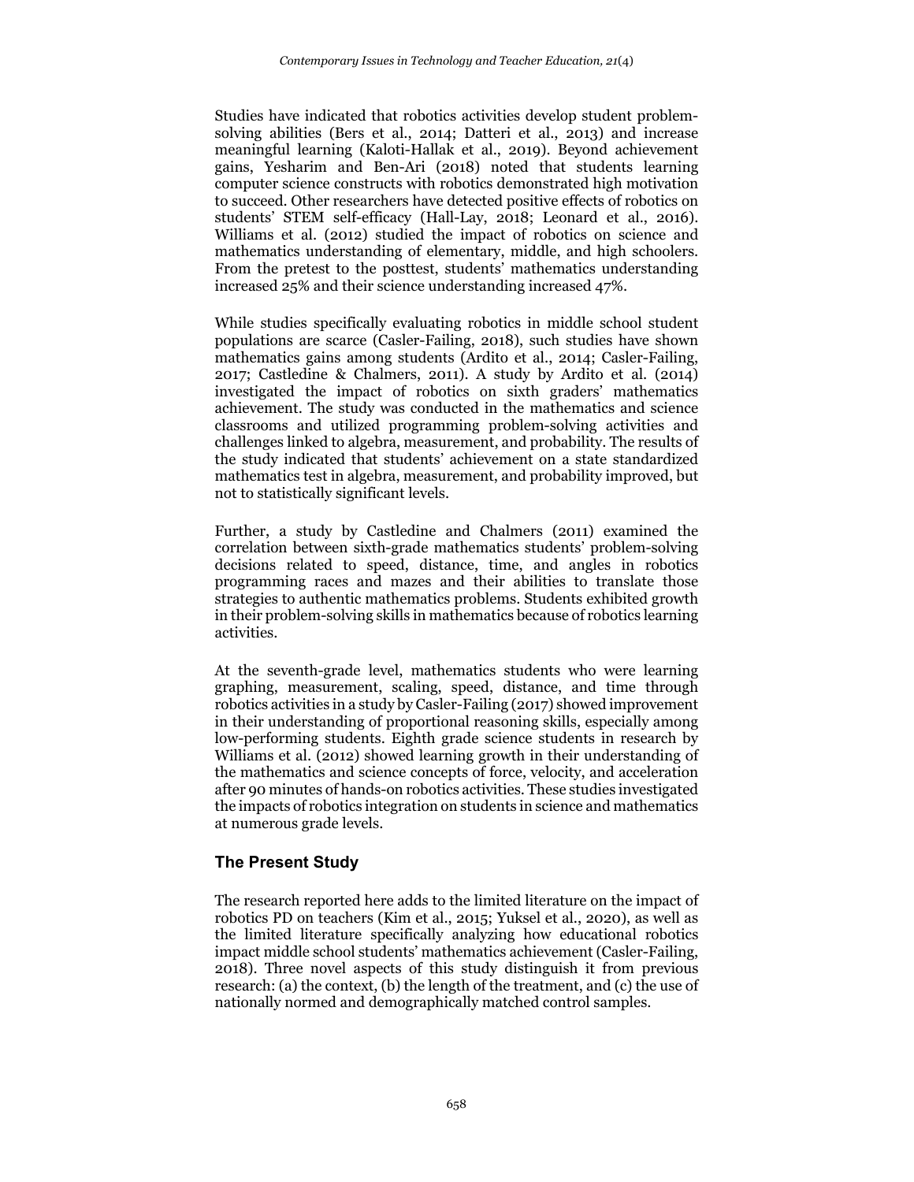Studies have indicated that robotics activities develop student problem-solving abilities (Bers et al., 2014; Datteri et al., 2013) and increase meaningful learning (Kaloti-Hallak et al., 2019). Beyond achievement gains, Yesharim and Ben-Ari (2018) noted that students learning computer science constructs with robotics demonstrated high motivation to succeed. Other researchers have detected positive effects of robotics on students' STEM self-efficacy (Hall-Lay, 2018; Leonard et al., 2016). Williams et al. (2012) studied the impact of robotics on science and mathematics understanding of elementary, middle, and high schoolers. From the pretest to the posttest, students' mathematics understanding increased 25% and their science understanding increased 47%.

While studies specifically evaluating robotics in middle school student populations are scarce (Casler-Failing, 2018), such studies have shown mathematics gains among students (Ardito et al., 2014; Casler-Failing, 2017; Castledine & Chalmers, 2011). A study by Ardito et al. (2014) investigated the impact of robotics on sixth graders' mathematics achievement. The study was conducted in the mathematics and science classrooms and utilized programming problem-solving activities and challenges linked to algebra, measurement, and probability. The results of the study indicated that students' achievement on a state standardized mathematics test in algebra, measurement, and probability improved, but not to statistically significant levels.

Further, a study by Castledine and Chalmers (2011) examined the correlation between sixth-grade mathematics students' problem-solving decisions related to speed, distance, time, and angles in robotics programming races and mazes and their abilities to translate those strategies to authentic mathematics problems. Students exhibited growth in their problem-solving skills in mathematics because of robotics learning activities.

At the seventh-grade level, mathematics students who were learning graphing, measurement, scaling, speed, distance, and time through robotics activities in a study by Casler-Failing (2017) showed improvement in their understanding of proportional reasoning skills, especially among low-performing students. Eighth grade science students in research by Williams et al. (2012) showed learning growth in their understanding of the mathematics and science concepts of force, velocity, and acceleration after 90 minutes of hands-on robotics activities. These studies investigated the impacts of robotics integration on students in science and mathematics at numerous grade levels.

## The Present Study

The research reported here adds to the limited literature on the impact of robotics PD on teachers (Kim et al., 2015; Yuksel et al., 2020), as well as the limited literature specifically analyzing how educational robotics impact middle school students' mathematics achievement (Casler-Failing, 2018). Three novel aspects of this study distinguish it from previous research: (a) the context, (b) the length of the treatment, and (c) the use of nationally normed and demographically matched control samples.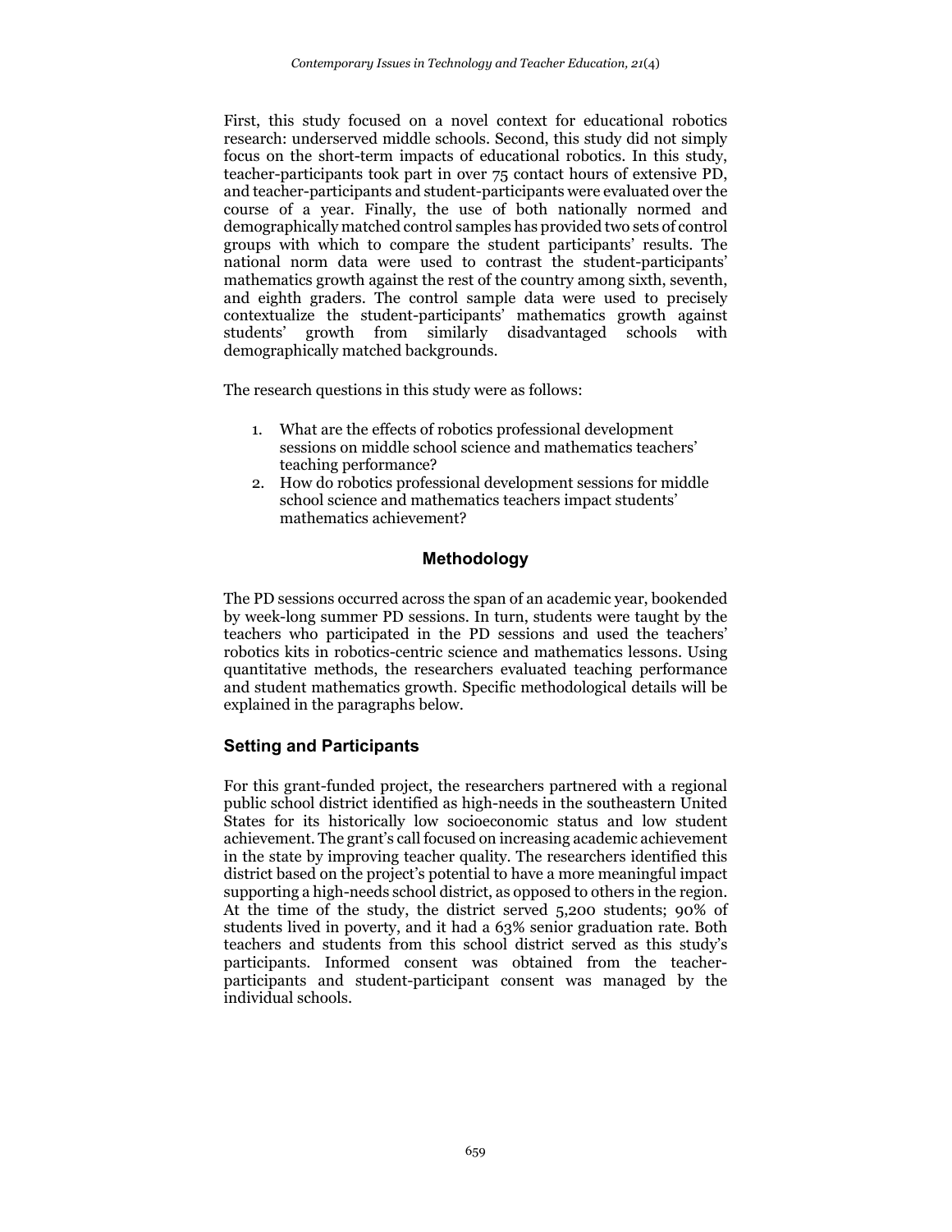First, this study focused on a novel context for educational robotics research: underserved middle schools. Second, this study did not simply focus on the short-term impacts of educational robotics. In this study, teacher-participants took part in over 75 contact hours of extensive PD, and teacher-participants and student-participants were evaluated over the course of a year. Finally, the use of both nationally normed and demographically matched control samples has provided two sets of control groups with which to compare the student participants' results. The national norm data were used to contrast the student-participants' mathematics growth against the rest of the country among sixth, seventh, and eighth graders. The control sample data were used to precisely contextualize the student-participants' mathematics growth against students' growth from similarly disadvantaged schools with demographically matched backgrounds.

The research questions in this study were as follows:

1. What are the effects of robotics professional development sessions on middle school science and mathematics teachers' teaching performance?
2. How do robotics professional development sessions for middle school science and mathematics teachers impact students' mathematics achievement?

## Methodology

The PD sessions occurred across the span of an academic year, bookended by week-long summer PD sessions. In turn, students were taught by the teachers who participated in the PD sessions and used the teachers' robotics kits in robotics-centric science and mathematics lessons. Using quantitative methods, the researchers evaluated teaching performance and student mathematics growth. Specific methodological details will be explained in the paragraphs below.

### Setting and Participants

For this grant-funded project, the researchers partnered with a regional public school district identified as high-needs in the southeastern United States for its historically low socioeconomic status and low student achievement. The grant's call focused on increasing academic achievement in the state by improving teacher quality. The researchers identified this district based on the project's potential to have a more meaningful impact supporting a high-needs school district, as opposed to others in the region. At the time of the study, the district served 5,200 students; 90% of students lived in poverty, and it had a 63% senior graduation rate. Both teachers and students from this school district served as this study's participants. Informed consent was obtained from the teacher-participants and student-participant consent was managed by the individual schools.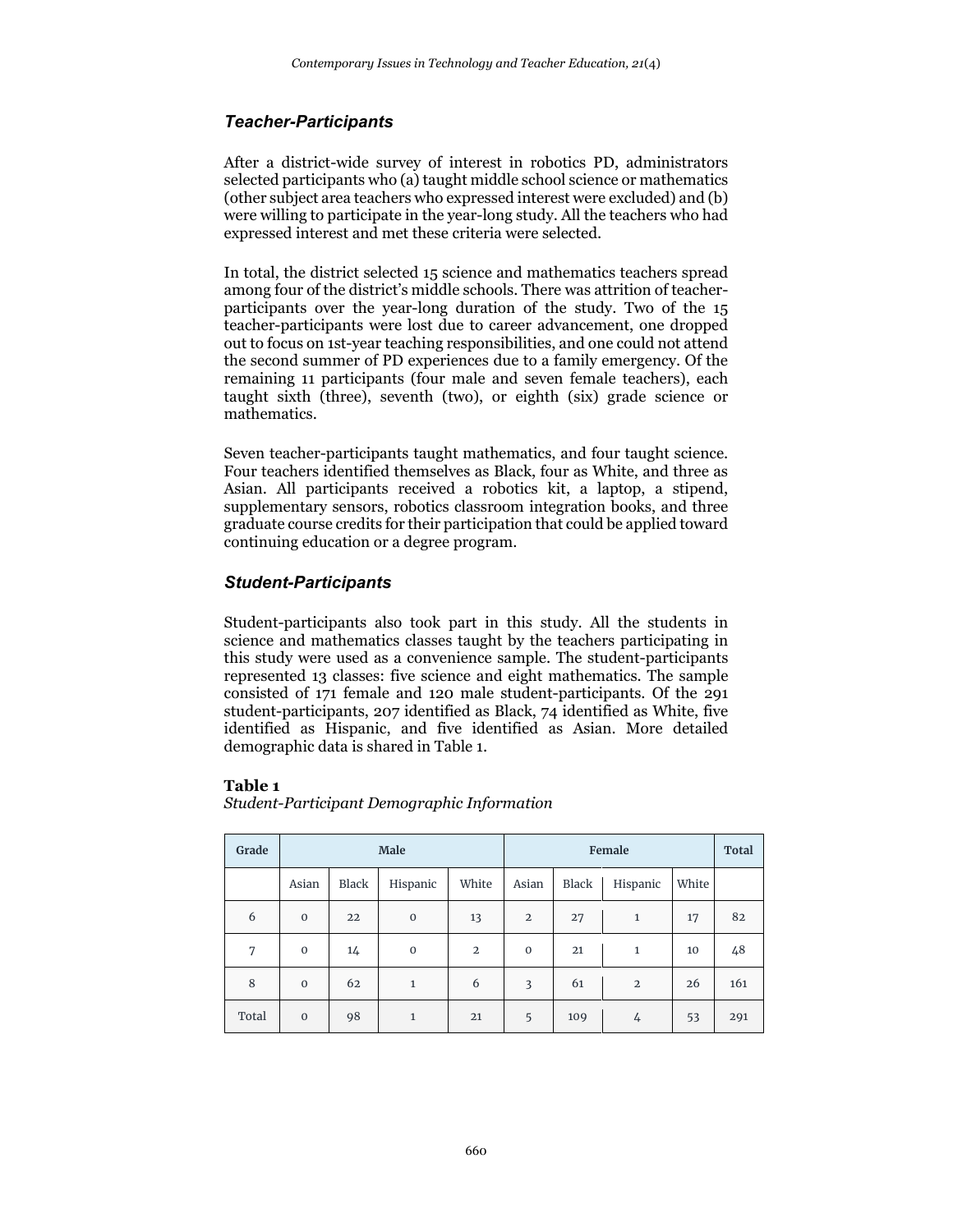### *Teacher-Participants*

After a district-wide survey of interest in robotics PD, administrators selected participants who (a) taught middle school science or mathematics (other subject area teachers who expressed interest were excluded) and (b) were willing to participate in the year-long study. All the teachers who had expressed interest and met these criteria were selected.

In total, the district selected 15 science and mathematics teachers spread among four of the district's middle schools. There was attrition of teacher-participants over the year-long duration of the study. Two of the 15 teacher-participants were lost due to career advancement, one dropped out to focus on 1st-year teaching responsibilities, and one could not attend the second summer of PD experiences due to a family emergency. Of the remaining 11 participants (four male and seven female teachers), each taught sixth (three), seventh (two), or eighth (six) grade science or mathematics.

Seven teacher-participants taught mathematics, and four taught science. Four teachers identified themselves as Black, four as White, and three as Asian. All participants received a robotics kit, a laptop, a stipend, supplementary sensors, robotics classroom integration books, and three graduate course credits for their participation that could be applied toward continuing education or a degree program.

### *Student-Participants*

Student-participants also took part in this study. All the students in science and mathematics classes taught by the teachers participating in this study were used as a convenience sample. The student-participants represented 13 classes: five science and eight mathematics. The sample consisted of 171 female and 120 male student-participants. Of the 291 student-participants, 207 identified as Black, 74 identified as White, five identified as Hispanic, and five identified as Asian. More detailed demographic data is shared in Table 1.

**Table 1**
*Student-Participant Demographic Information*

| Grade | Male | | | | Female | | | | Total |
|---|---|---|---|---|---|---|---|---|---|
| | Asian | Black | Hispanic | White | Asian | Black | Hispanic | White | |
| 6 | 0 | 22 | 0 | 13 | 2 | 27 | 1 | 17 | 82 |
| 7 | 0 | 14 | 0 | 2 | 0 | 21 | 1 | 10 | 48 |
| 8 | 0 | 62 | 1 | 6 | 3 | 61 | 2 | 26 | 161 |
| Total | 0 | 98 | 1 | 21 | 5 | 109 | 4 | 53 | 291 |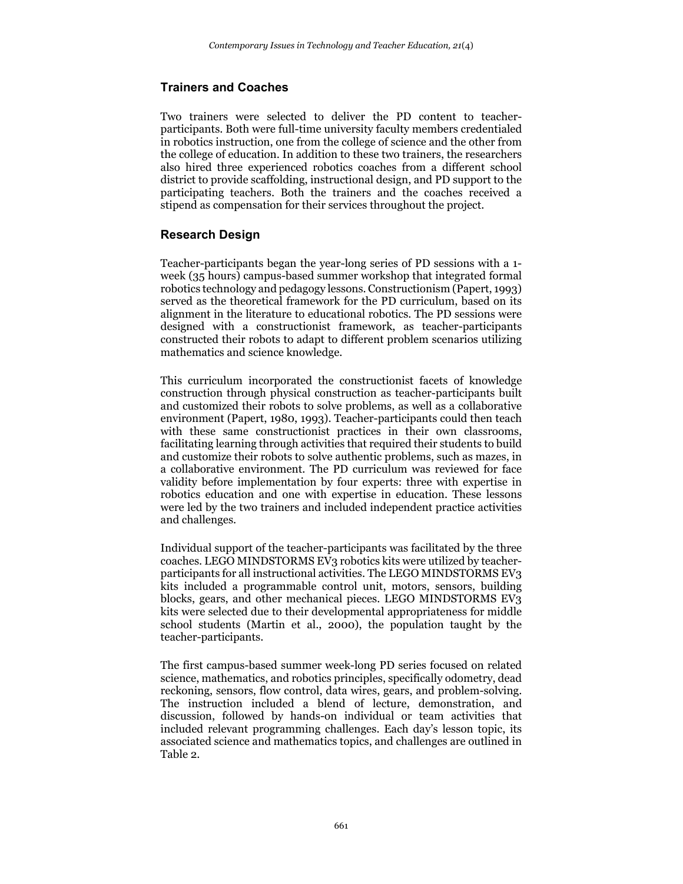## Trainers and Coaches

Two trainers were selected to deliver the PD content to teacher-participants. Both were full-time university faculty members credentialed in robotics instruction, one from the college of science and the other from the college of education. In addition to these two trainers, the researchers also hired three experienced robotics coaches from a different school district to provide scaffolding, instructional design, and PD support to the participating teachers. Both the trainers and the coaches received a stipend as compensation for their services throughout the project.

## Research Design

Teacher-participants began the year-long series of PD sessions with a 1-week (35 hours) campus-based summer workshop that integrated formal robotics technology and pedagogy lessons. Constructionism (Papert, 1993) served as the theoretical framework for the PD curriculum, based on its alignment in the literature to educational robotics. The PD sessions were designed with a constructionist framework, as teacher-participants constructed their robots to adapt to different problem scenarios utilizing mathematics and science knowledge.

This curriculum incorporated the constructionist facets of knowledge construction through physical construction as teacher-participants built and customized their robots to solve problems, as well as a collaborative environment (Papert, 1980, 1993). Teacher-participants could then teach with these same constructionist practices in their own classrooms, facilitating learning through activities that required their students to build and customize their robots to solve authentic problems, such as mazes, in a collaborative environment. The PD curriculum was reviewed for face validity before implementation by four experts: three with expertise in robotics education and one with expertise in education. These lessons were led by the two trainers and included independent practice activities and challenges.

Individual support of the teacher-participants was facilitated by the three coaches. LEGO MINDSTORMS EV3 robotics kits were utilized by teacher-participants for all instructional activities. The LEGO MINDSTORMS EV3 kits included a programmable control unit, motors, sensors, building blocks, gears, and other mechanical pieces. LEGO MINDSTORMS EV3 kits were selected due to their developmental appropriateness for middle school students (Martin et al., 2000), the population taught by the teacher-participants.

The first campus-based summer week-long PD series focused on related science, mathematics, and robotics principles, specifically odometry, dead reckoning, sensors, flow control, data wires, gears, and problem-solving. The instruction included a blend of lecture, demonstration, and discussion, followed by hands-on individual or team activities that included relevant programming challenges. Each day's lesson topic, its associated science and mathematics topics, and challenges are outlined in Table 2.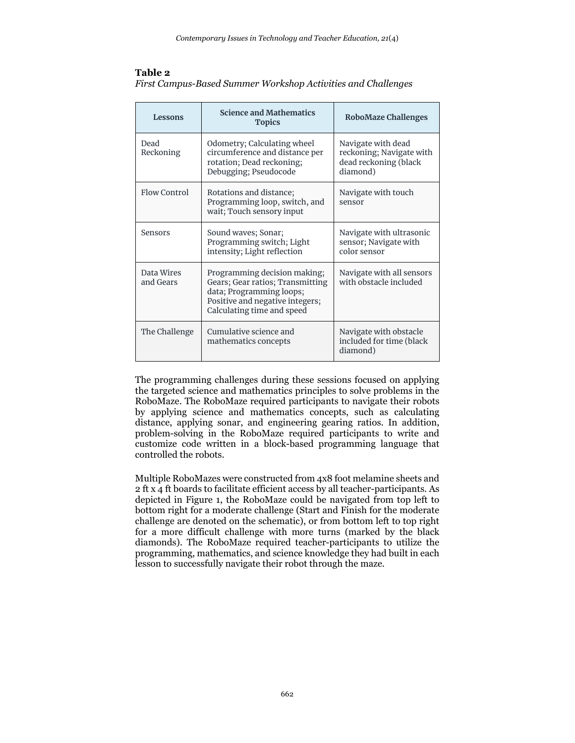**Table 2**
*First Campus-Based Summer Workshop Activities and Challenges*

| Lessons | Science and Mathematics Topics | RoboMaze Challenges |
| --- | --- | --- |
| Dead Reckoning | Odometry; Calculating wheel circumference and distance per rotation; Dead reckoning; Debugging; Pseudocode | Navigate with dead reckoning; Navigate with dead reckoning (black diamond) |
| Flow Control | Rotations and distance; Programming loop, switch, and wait; Touch sensory input | Navigate with touch sensor |
| Sensors | Sound waves; Sonar; Programming switch; Light intensity; Light reflection | Navigate with ultrasonic sensor; Navigate with color sensor |
| Data Wires and Gears | Programming decision making; Gears; Gear ratios; Transmitting data; Programming loops; Positive and negative integers; Calculating time and speed | Navigate with all sensors with obstacle included |
| The Challenge | Cumulative science and mathematics concepts | Navigate with obstacle included for time (black diamond) |

The programming challenges during these sessions focused on applying the targeted science and mathematics principles to solve problems in the RoboMaze. The RoboMaze required participants to navigate their robots by applying science and mathematics concepts, such as calculating distance, applying sonar, and engineering gearing ratios. In addition, problem-solving in the RoboMaze required participants to write and customize code written in a block-based programming language that controlled the robots.

Multiple RoboMazes were constructed from 4x8 foot melamine sheets and 2 ft x 4 ft boards to facilitate efficient access by all teacher-participants. As depicted in Figure 1, the RoboMaze could be navigated from top left to bottom right for a moderate challenge (Start and Finish for the moderate challenge are denoted on the schematic), or from bottom left to top right for a more difficult challenge with more turns (marked by the black diamonds). The RoboMaze required teacher-participants to utilize the programming, mathematics, and science knowledge they had built in each lesson to successfully navigate their robot through the maze.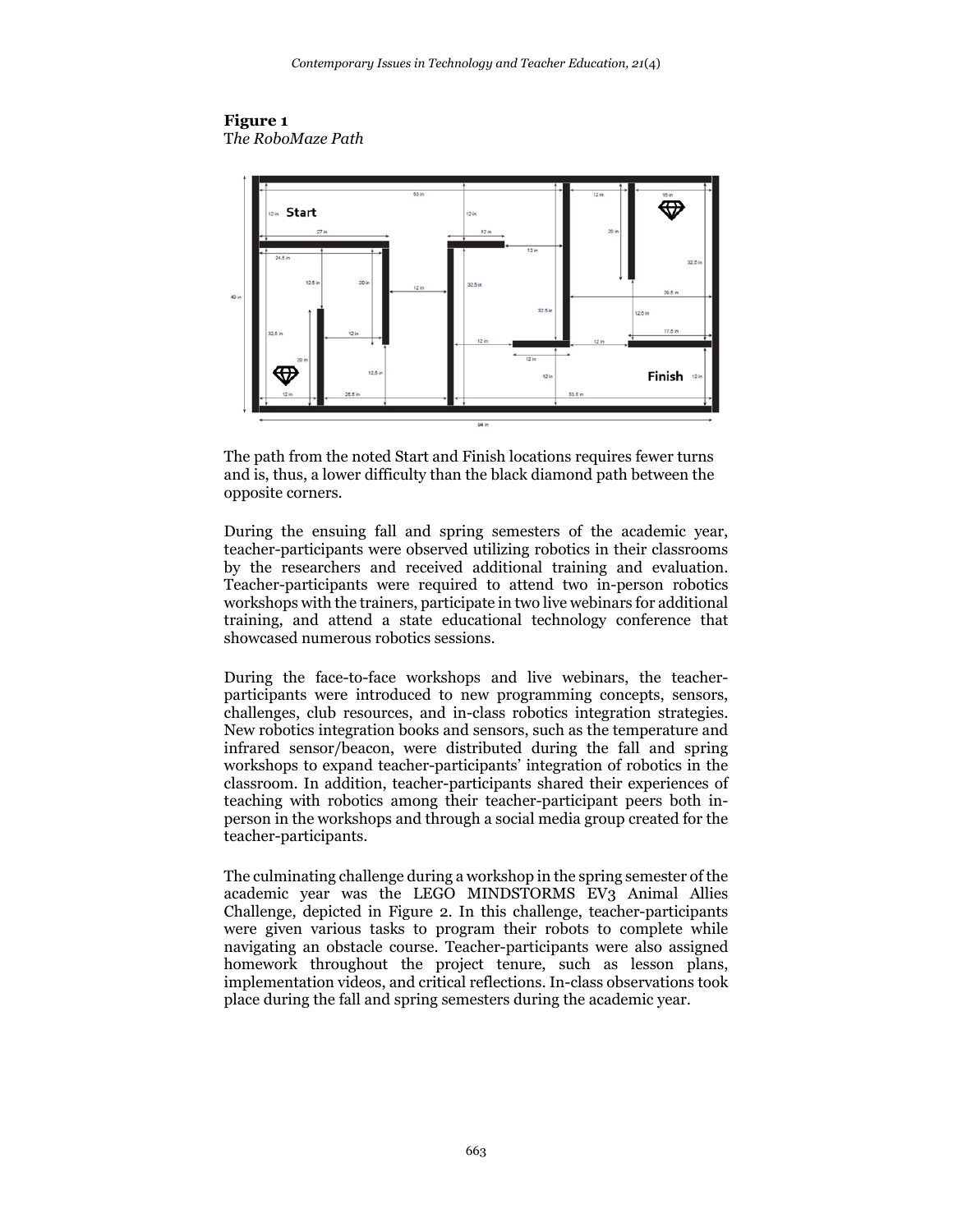**Figure 1**
*The RoboMaze Path*

The path from the noted Start and Finish locations requires fewer turns and is, thus, a lower difficulty than the black diamond path between the opposite corners.

During the ensuing fall and spring semesters of the academic year, teacher-participants were observed utilizing robotics in their classrooms by the researchers and received additional training and evaluation. Teacher-participants were required to attend two in-person robotics workshops with the trainers, participate in two live webinars for additional training, and attend a state educational technology conference that showcased numerous robotics sessions.

During the face-to-face workshops and live webinars, the teacher-participants were introduced to new programming concepts, sensors, challenges, club resources, and in-class robotics integration strategies. New robotics integration books and sensors, such as the temperature and infrared sensor/beacon, were distributed during the fall and spring workshops to expand teacher-participants' integration of robotics in the classroom. In addition, teacher-participants shared their experiences of teaching with robotics among their teacher-participant peers both in-person in the workshops and through a social media group created for the teacher-participants.

The culminating challenge during a workshop in the spring semester of the academic year was the LEGO MINDSTORMS EV3 Animal Allies Challenge, depicted in Figure 2. In this challenge, teacher-participants were given various tasks to program their robots to complete while navigating an obstacle course. Teacher-participants were also assigned homework throughout the project tenure, such as lesson plans, implementation videos, and critical reflections. In-class observations took place during the fall and spring semesters during the academic year.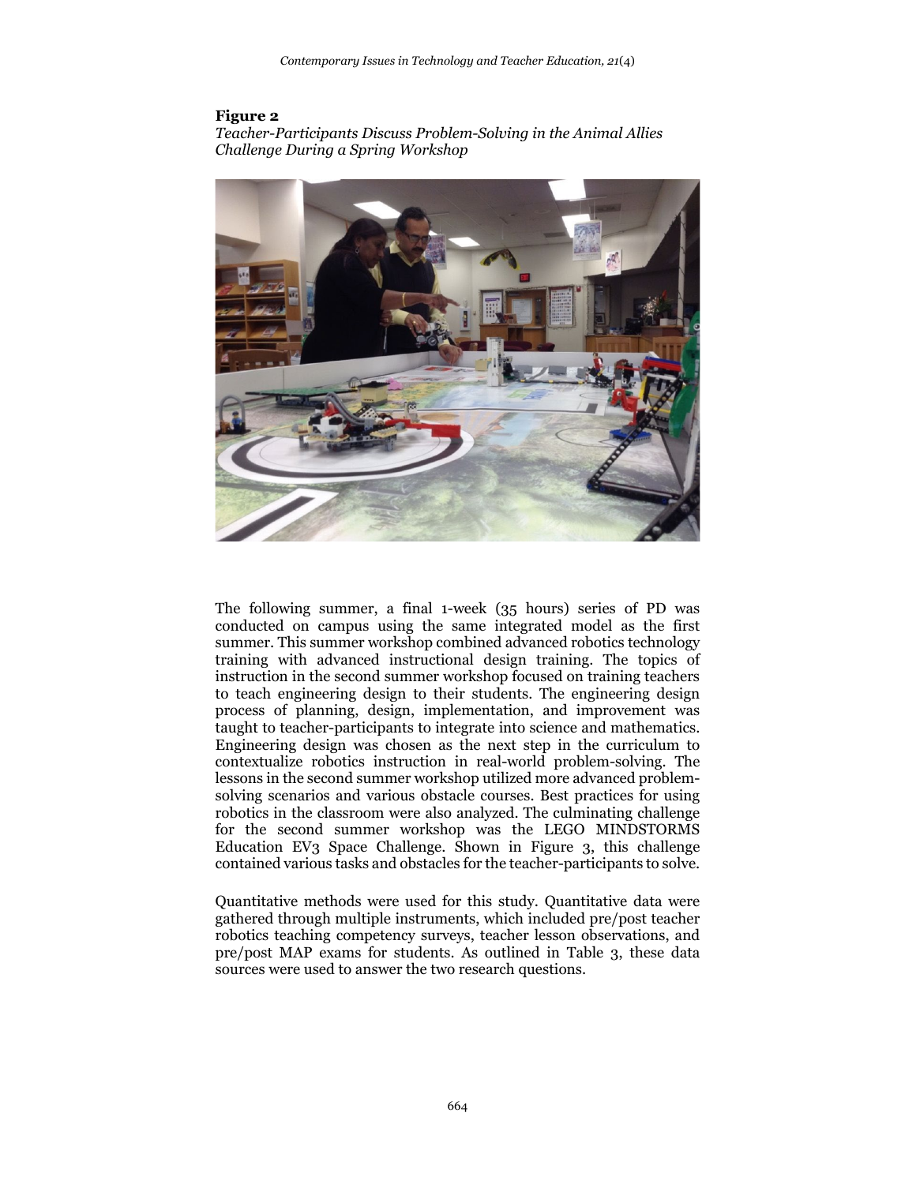**Figure 2**
*Teacher-Participants Discuss Problem-Solving in the Animal Allies Challenge During a Spring Workshop*

The following summer, a final 1-week (35 hours) series of PD was conducted on campus using the same integrated model as the first summer. This summer workshop combined advanced robotics technology training with advanced instructional design training. The topics of instruction in the second summer workshop focused on training teachers to teach engineering design to their students. The engineering design process of planning, design, implementation, and improvement was taught to teacher-participants to integrate into science and mathematics. Engineering design was chosen as the next step in the curriculum to contextualize robotics instruction in real-world problem-solving. The lessons in the second summer workshop utilized more advanced problem-solving scenarios and various obstacle courses. Best practices for using robotics in the classroom were also analyzed. The culminating challenge for the second summer workshop was the LEGO MINDSTORMS Education EV3 Space Challenge. Shown in Figure 3, this challenge contained various tasks and obstacles for the teacher-participants to solve.

Quantitative methods were used for this study. Quantitative data were gathered through multiple instruments, which included pre/post teacher robotics teaching competency surveys, teacher lesson observations, and pre/post MAP exams for students. As outlined in Table 3, these data sources were used to answer the two research questions.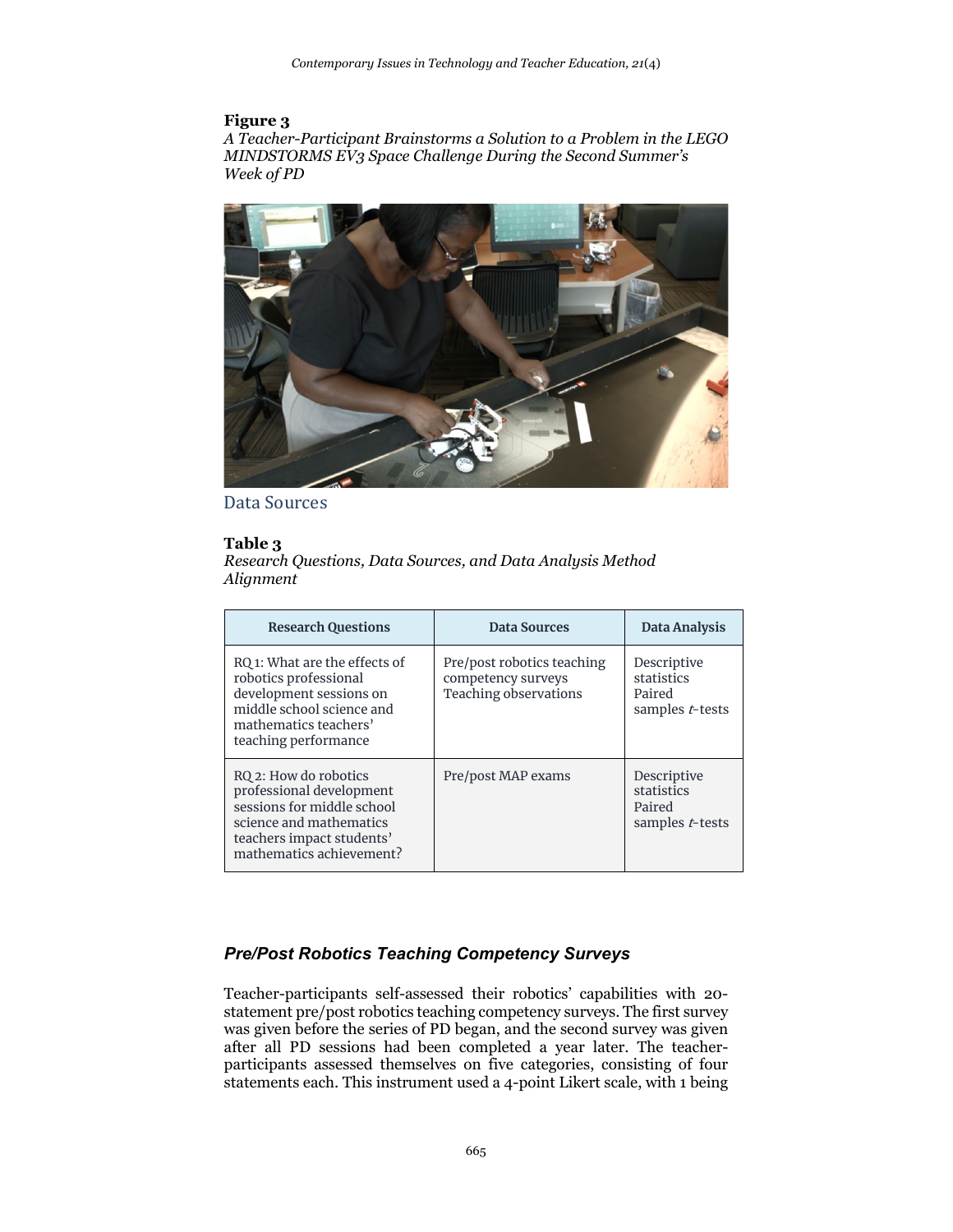**Figure 3**
*A Teacher-Participant Brainstorms a Solution to a Problem in the LEGO MINDSTORMS EV3 Space Challenge During the Second Summer's Week of PD*

## Data Sources

**Table 3**
*Research Questions, Data Sources, and Data Analysis Method Alignment*

| Research Questions | Data Sources | Data Analysis |
|---|---|---|
| RQ 1: What are the effects of robotics professional development sessions on middle school science and mathematics teachers' teaching performance | Pre/post robotics teaching competency surveys<br>Teaching observations | Descriptive statistics<br>Paired samples *t*-tests |
| RQ 2: How do robotics professional development sessions for middle school science and mathematics teachers impact students' mathematics achievement? | Pre/post MAP exams | Descriptive statistics<br>Paired samples *t*-tests |

### *Pre/Post Robotics Teaching Competency Surveys*

Teacher-participants self-assessed their robotics' capabilities with 20-statement pre/post robotics teaching competency surveys. The first survey was given before the series of PD began, and the second survey was given after all PD sessions had been completed a year later. The teacher-participants assessed themselves on five categories, consisting of four statements each. This instrument used a 4-point Likert scale, with 1 being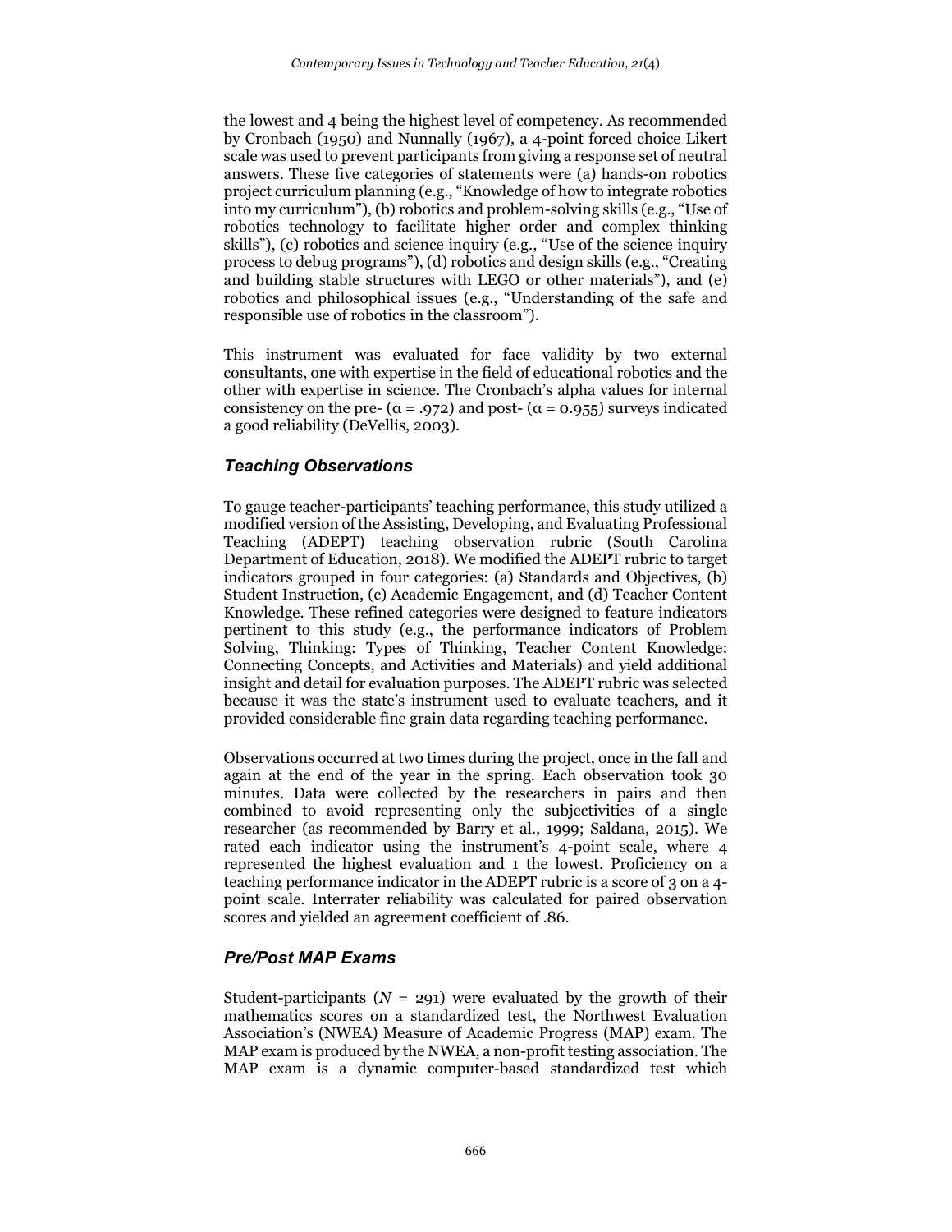the lowest and 4 being the highest level of competency. As recommended by Cronbach (1950) and Nunnally (1967), a 4-point forced choice Likert scale was used to prevent participants from giving a response set of neutral answers. These five categories of statements were (a) hands-on robotics project curriculum planning (e.g., "Knowledge of how to integrate robotics into my curriculum"), (b) robotics and problem-solving skills (e.g., "Use of robotics technology to facilitate higher order and complex thinking skills"), (c) robotics and science inquiry (e.g., "Use of the science inquiry process to debug programs"), (d) robotics and design skills (e.g., "Creating and building stable structures with LEGO or other materials"), and (e) robotics and philosophical issues (e.g., "Understanding of the safe and responsible use of robotics in the classroom").

This instrument was evaluated for face validity by two external consultants, one with expertise in the field of educational robotics and the other with expertise in science. The Cronbach's alpha values for internal consistency on the pre- ($\alpha = .972$) and post- ($\alpha = 0.955$) surveys indicated a good reliability (DeVellis, 2003).

### *Teaching Observations*

To gauge teacher-participants' teaching performance, this study utilized a modified version of the Assisting, Developing, and Evaluating Professional Teaching (ADEPT) teaching observation rubric (South Carolina Department of Education, 2018). We modified the ADEPT rubric to target indicators grouped in four categories: (a) Standards and Objectives, (b) Student Instruction, (c) Academic Engagement, and (d) Teacher Content Knowledge. These refined categories were designed to feature indicators pertinent to this study (e.g., the performance indicators of Problem Solving, Thinking: Types of Thinking, Teacher Content Knowledge: Connecting Concepts, and Activities and Materials) and yield additional insight and detail for evaluation purposes. The ADEPT rubric was selected because it was the state's instrument used to evaluate teachers, and it provided considerable fine grain data regarding teaching performance.

Observations occurred at two times during the project, once in the fall and again at the end of the year in the spring. Each observation took 30 minutes. Data were collected by the researchers in pairs and then combined to avoid representing only the subjectivities of a single researcher (as recommended by Barry et al., 1999; Saldana, 2015). We rated each indicator using the instrument's 4-point scale, where 4 represented the highest evaluation and 1 the lowest. Proficiency on a teaching performance indicator in the ADEPT rubric is a score of 3 on a 4-point scale. Interrater reliability was calculated for paired observation scores and yielded an agreement coefficient of .86.

### *Pre/Post MAP Exams*

Student-participants ($N = 291$) were evaluated by the growth of their mathematics scores on a standardized test, the Northwest Evaluation Association's (NWEA) Measure of Academic Progress (MAP) exam. The MAP exam is produced by the NWEA, a non-profit testing association. The MAP exam is a dynamic computer-based standardized test which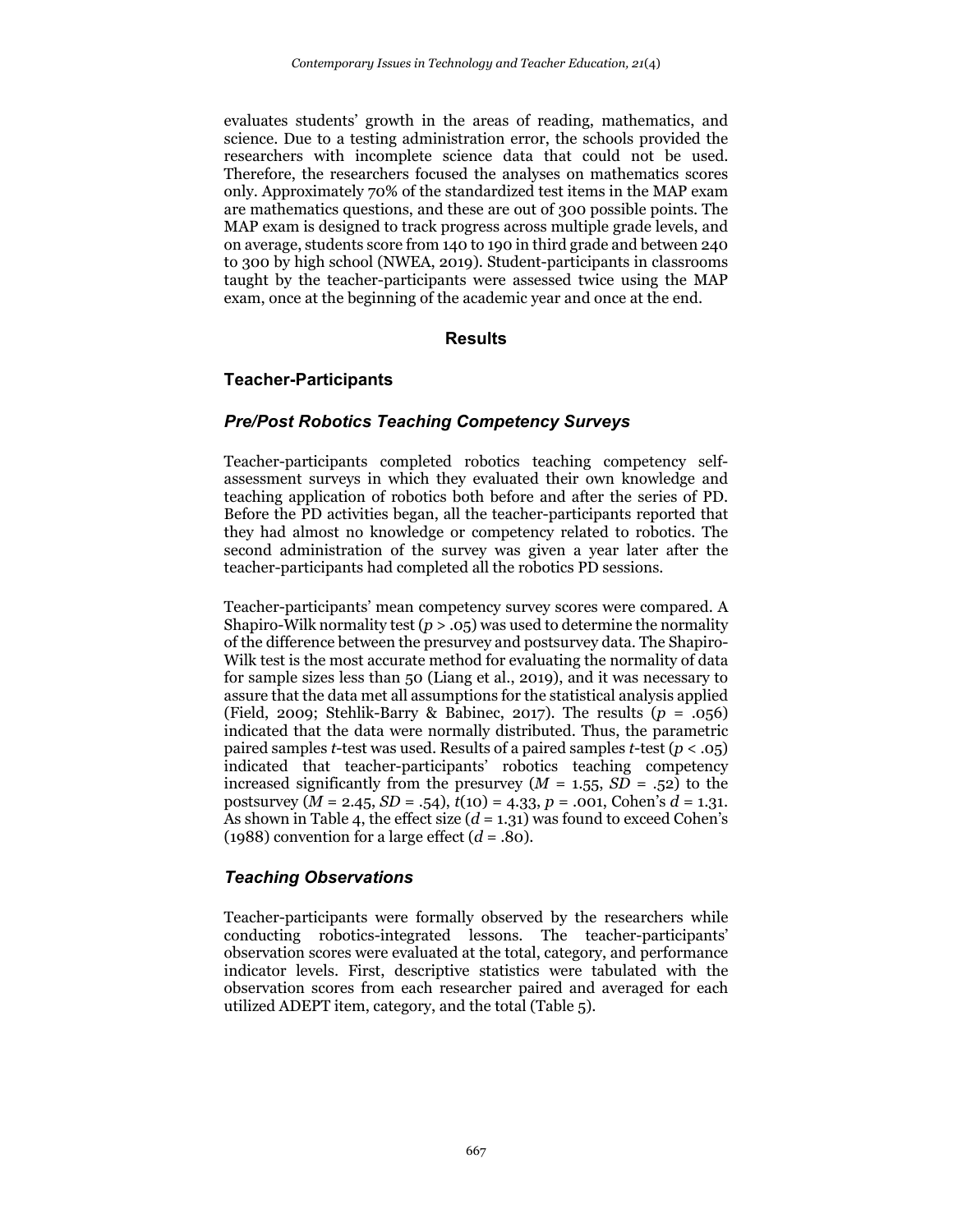evaluates students' growth in the areas of reading, mathematics, and science. Due to a testing administration error, the schools provided the researchers with incomplete science data that could not be used. Therefore, the researchers focused the analyses on mathematics scores only. Approximately 70% of the standardized test items in the MAP exam are mathematics questions, and these are out of 300 possible points. The MAP exam is designed to track progress across multiple grade levels, and on average, students score from 140 to 190 in third grade and between 240 to 300 by high school (NWEA, 2019). Student-participants in classrooms taught by the teacher-participants were assessed twice using the MAP exam, once at the beginning of the academic year and once at the end.

## Results

### Teacher-Participants

#### *Pre/Post Robotics Teaching Competency Surveys*

Teacher-participants completed robotics teaching competency self-assessment surveys in which they evaluated their own knowledge and teaching application of robotics both before and after the series of PD. Before the PD activities began, all the teacher-participants reported that they had almost no knowledge or competency related to robotics. The second administration of the survey was given a year later after the teacher-participants had completed all the robotics PD sessions.

Teacher-participants' mean competency survey scores were compared. A Shapiro-Wilk normality test ($p > .05$) was used to determine the normality of the difference between the presurvey and postsurvey data. The Shapiro-Wilk test is the most accurate method for evaluating the normality of data for sample sizes less than 50 (Liang et al., 2019), and it was necessary to assure that the data met all assumptions for the statistical analysis applied (Field, 2009; Stehlik-Barry & Babinec, 2017). The results ($p = .056$) indicated that the data were normally distributed. Thus, the parametric paired samples *t*-test was used. Results of a paired samples *t*-test ($p < .05$) indicated that teacher-participants' robotics teaching competency increased significantly from the presurvey ($M = 1.55$, $SD = .52$) to the postsurvey ($M = 2.45$, $SD = .54$), $t(10) = 4.33$, $p = .001$, Cohen's $d = 1.31$. As shown in Table 4, the effect size ($d = 1.31$) was found to exceed Cohen's (1988) convention for a large effect ($d = .80$).

#### *Teaching Observations*

Teacher-participants were formally observed by the researchers while conducting robotics-integrated lessons. The teacher-participants' observation scores were evaluated at the total, category, and performance indicator levels. First, descriptive statistics were tabulated with the observation scores from each researcher paired and averaged for each utilized ADEPT item, category, and the total (Table 5).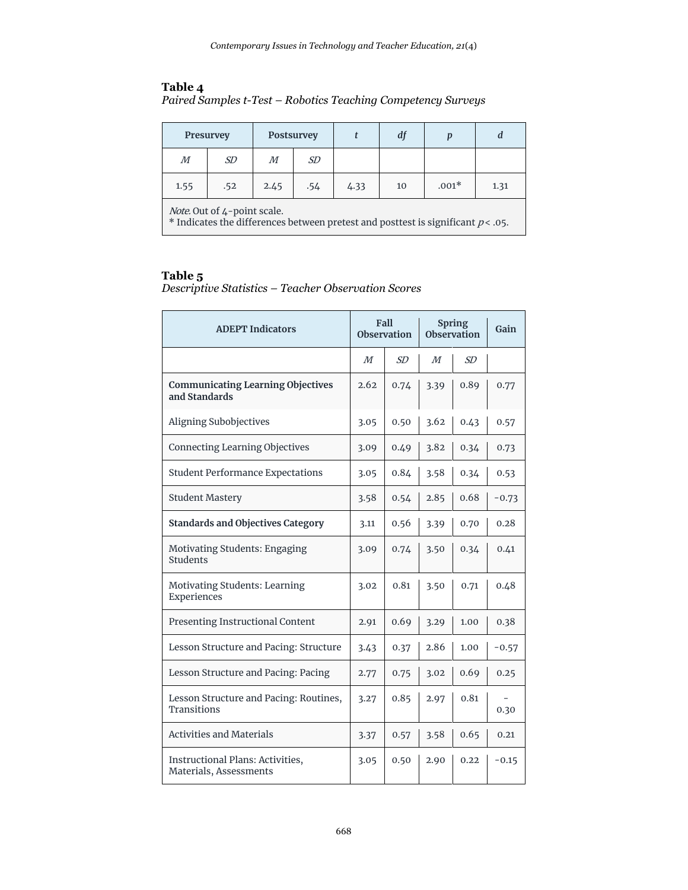**Table 4**
*Paired Samples t-Test – Robotics Teaching Competency Surveys*

| Presurvey | | Postsurvey | | *t* | *df* | *p* | *d* |
|---|---|---|---|---|---|---|---|
| *M* | *SD* | *M* | *SD* | | | | |
| 1.55 | .52 | 2.45 | .54 | 4.33 | 10 | .001* | 1.31 |

*Note.* Out of 4-point scale.
\* Indicates the differences between pretest and posttest is significant $p < .05$.

**Table 5**
*Descriptive Statistics – Teacher Observation Scores*

| ADEPT Indicators | Fall Observation | | Spring Observation | | Gain |
|---|---|---|---|---|---|
| | *M* | *SD* | *M* | *SD* | |
| **Communicating Learning Objectives and Standards** | 2.62 | 0.74 | 3.39 | 0.89 | 0.77 |
| Aligning Subobjectives | 3.05 | 0.50 | 3.62 | 0.43 | 0.57 |
| Connecting Learning Objectives | 3.09 | 0.49 | 3.82 | 0.34 | 0.73 |
| Student Performance Expectations | 3.05 | 0.84 | 3.58 | 0.34 | 0.53 |
| Student Mastery | 3.58 | 0.54 | 2.85 | 0.68 | −0.73 |
| **Standards and Objectives Category** | 3.11 | 0.56 | 3.39 | 0.70 | 0.28 |
| Motivating Students: Engaging Students | 3.09 | 0.74 | 3.50 | 0.34 | 0.41 |
| Motivating Students: Learning Experiences | 3.02 | 0.81 | 3.50 | 0.71 | 0.48 |
| Presenting Instructional Content | 2.91 | 0.69 | 3.29 | 1.00 | 0.38 |
| Lesson Structure and Pacing: Structure | 3.43 | 0.37 | 2.86 | 1.00 | −0.57 |
| Lesson Structure and Pacing: Pacing | 2.77 | 0.75 | 3.02 | 0.69 | 0.25 |
| Lesson Structure and Pacing: Routines, Transitions | 3.27 | 0.85 | 2.97 | 0.81 | −0.30 |
| Activities and Materials | 3.37 | 0.57 | 3.58 | 0.65 | 0.21 |
| Instructional Plans: Activities, Materials, Assessments | 3.05 | 0.50 | 2.90 | 0.22 | −0.15 |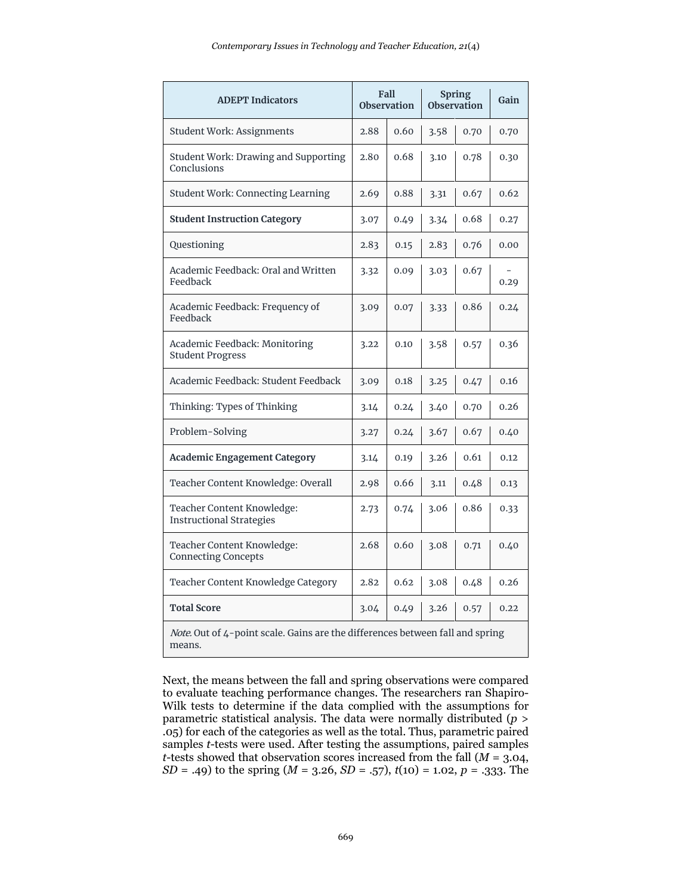| ADEPT Indicators | Fall Observation | | Spring Observation | | Gain |
|---|---|---|---|---|---|
| Student Work: Assignments | 2.88 | 0.60 | 3.58 | 0.70 | 0.70 |
| Student Work: Drawing and Supporting Conclusions | 2.80 | 0.68 | 3.10 | 0.78 | 0.30 |
| Student Work: Connecting Learning | 2.69 | 0.88 | 3.31 | 0.67 | 0.62 |
| **Student Instruction Category** | 3.07 | 0.49 | 3.34 | 0.68 | 0.27 |
| Questioning | 2.83 | 0.15 | 2.83 | 0.76 | 0.00 |
| Academic Feedback: Oral and Written Feedback | 3.32 | 0.09 | 3.03 | 0.67 | -0.29 |
| Academic Feedback: Frequency of Feedback | 3.09 | 0.07 | 3.33 | 0.86 | 0.24 |
| Academic Feedback: Monitoring Student Progress | 3.22 | 0.10 | 3.58 | 0.57 | 0.36 |
| Academic Feedback: Student Feedback | 3.09 | 0.18 | 3.25 | 0.47 | 0.16 |
| Thinking: Types of Thinking | 3.14 | 0.24 | 3.40 | 0.70 | 0.26 |
| Problem-Solving | 3.27 | 0.24 | 3.67 | 0.67 | 0.40 |
| **Academic Engagement Category** | 3.14 | 0.19 | 3.26 | 0.61 | 0.12 |
| Teacher Content Knowledge: Overall | 2.98 | 0.66 | 3.11 | 0.48 | 0.13 |
| Teacher Content Knowledge: Instructional Strategies | 2.73 | 0.74 | 3.06 | 0.86 | 0.33 |
| Teacher Content Knowledge: Connecting Concepts | 2.68 | 0.60 | 3.08 | 0.71 | 0.40 |
| Teacher Content Knowledge Category | 2.82 | 0.62 | 3.08 | 0.48 | 0.26 |
| **Total Score** | 3.04 | 0.49 | 3.26 | 0.57 | 0.22 |

*Note.* Out of 4-point scale. Gains are the differences between fall and spring means.

Next, the means between the fall and spring observations were compared to evaluate teaching performance changes. The researchers ran Shapiro-Wilk tests to determine if the data complied with the assumptions for parametric statistical analysis. The data were normally distributed ($p > .05$) for each of the categories as well as the total. Thus, parametric paired samples *t*-tests were used. After testing the assumptions, paired samples *t*-tests showed that observation scores increased from the fall ($M = 3.04$, $SD = .49$) to the spring ($M = 3.26$, $SD = .57$), $t(10) = 1.02$, $p = .333$. The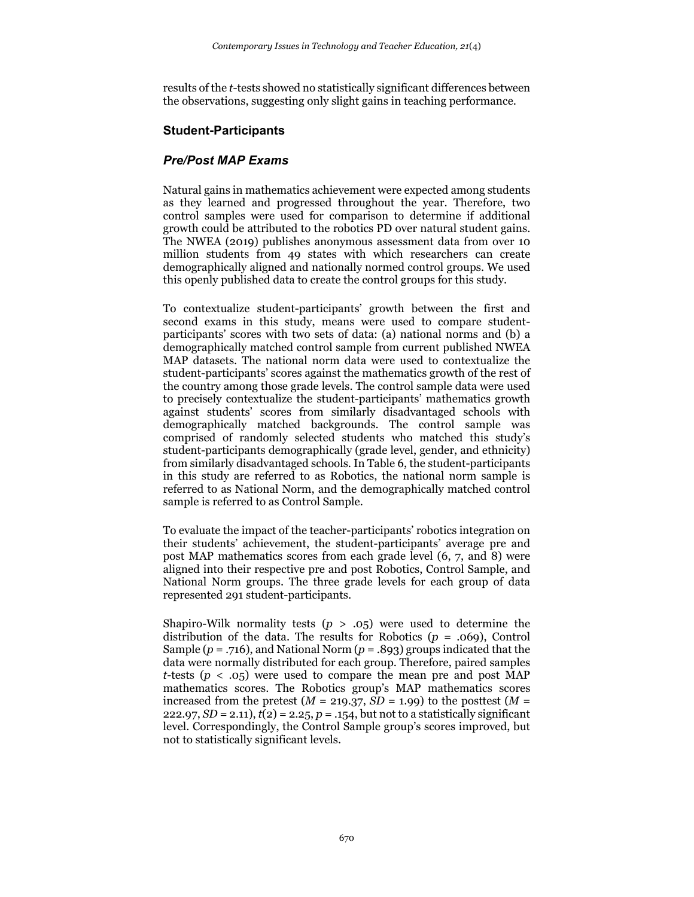results of the *t*-tests showed no statistically significant differences between the observations, suggesting only slight gains in teaching performance.

## Student-Participants

### *Pre/Post MAP Exams*

Natural gains in mathematics achievement were expected among students as they learned and progressed throughout the year. Therefore, two control samples were used for comparison to determine if additional growth could be attributed to the robotics PD over natural student gains. The NWEA (2019) publishes anonymous assessment data from over 10 million students from 49 states with which researchers can create demographically aligned and nationally normed control groups. We used this openly published data to create the control groups for this study.

To contextualize student-participants' growth between the first and second exams in this study, means were used to compare student-participants' scores with two sets of data: (a) national norms and (b) a demographically matched control sample from current published NWEA MAP datasets. The national norm data were used to contextualize the student-participants' scores against the mathematics growth of the rest of the country among those grade levels. The control sample data were used to precisely contextualize the student-participants' mathematics growth against students' scores from similarly disadvantaged schools with demographically matched backgrounds. The control sample was comprised of randomly selected students who matched this study's student-participants demographically (grade level, gender, and ethnicity) from similarly disadvantaged schools. In Table 6, the student-participants in this study are referred to as Robotics, the national norm sample is referred to as National Norm, and the demographically matched control sample is referred to as Control Sample.

To evaluate the impact of the teacher-participants' robotics integration on their students' achievement, the student-participants' average pre and post MAP mathematics scores from each grade level (6, 7, and 8) were aligned into their respective pre and post Robotics, Control Sample, and National Norm groups. The three grade levels for each group of data represented 291 student-participants.

Shapiro-Wilk normality tests ($p > .05$) were used to determine the distribution of the data. The results for Robotics ($p = .069$), Control Sample ($p = .716$), and National Norm ($p = .893$) groups indicated that the data were normally distributed for each group. Therefore, paired samples *t*-tests ($p < .05$) were used to compare the mean pre and post MAP mathematics scores. The Robotics group's MAP mathematics scores increased from the pretest ($M = 219.37$, $SD = 1.99$) to the posttest ($M = 222.97$, $SD = 2.11$), $t(2) = 2.25$, $p = .154$, but not to a statistically significant level. Correspondingly, the Control Sample group's scores improved, but not to statistically significant levels.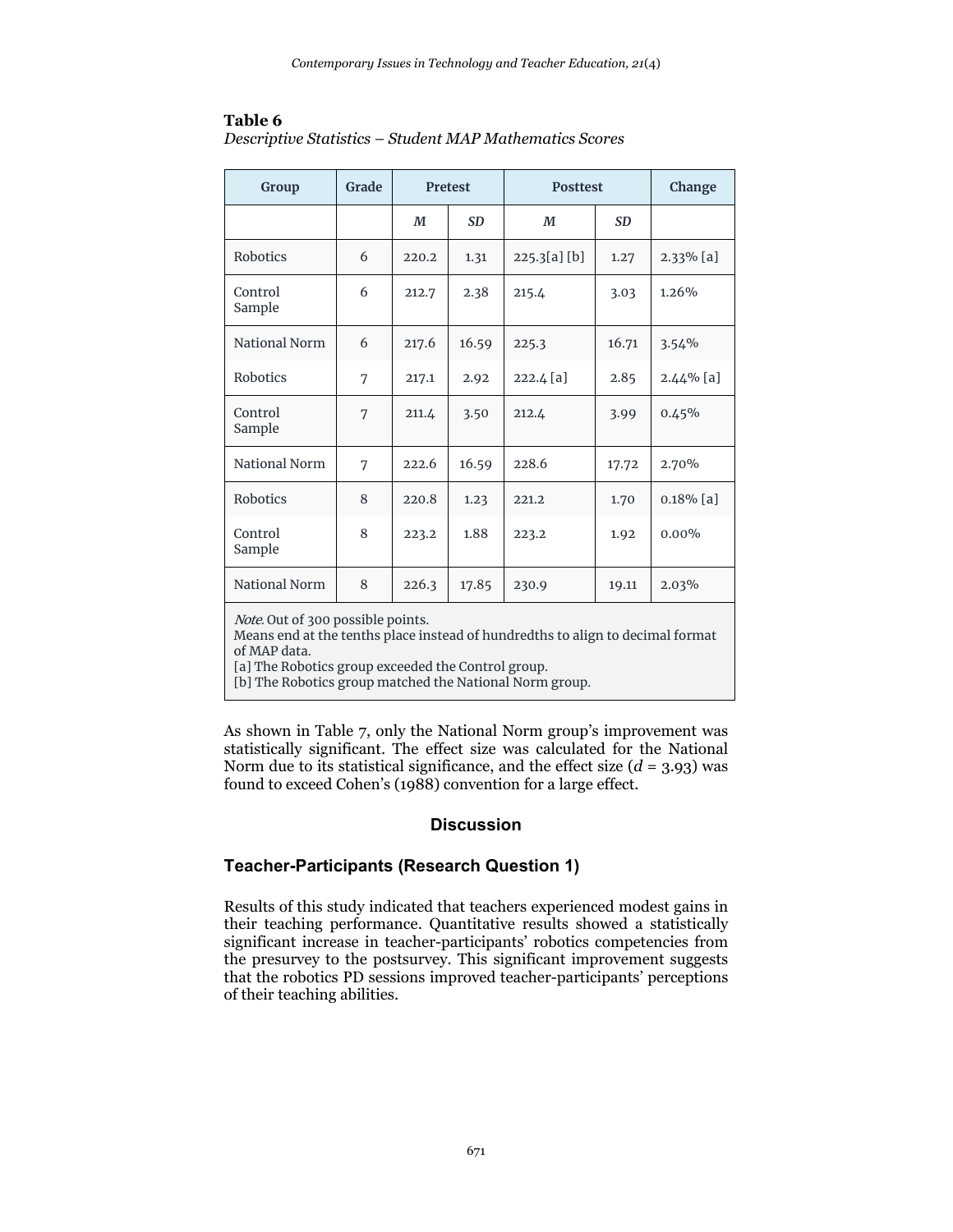**Table 6**

*Descriptive Statistics – Student MAP Mathematics Scores*

| Group | Grade | Pretest | | Posttest | | Change |
|---|---|---|---|---|---|---|
| | | *M* | *SD* | *M* | *SD* | |
| Robotics | 6 | 220.2 | 1.31 | 225.3[a] [b] | 1.27 | 2.33% [a] |
| Control Sample | 6 | 212.7 | 2.38 | 215.4 | 3.03 | 1.26% |
| National Norm | 6 | 217.6 | 16.59 | 225.3 | 16.71 | 3.54% |
| Robotics | 7 | 217.1 | 2.92 | 222.4 [a] | 2.85 | 2.44% [a] |
| Control Sample | 7 | 211.4 | 3.50 | 212.4 | 3.99 | 0.45% |
| National Norm | 7 | 222.6 | 16.59 | 228.6 | 17.72 | 2.70% |
| Robotics | 8 | 220.8 | 1.23 | 221.2 | 1.70 | 0.18% [a] |
| Control Sample | 8 | 223.2 | 1.88 | 223.2 | 1.92 | 0.00% |
| National Norm | 8 | 226.3 | 17.85 | 230.9 | 19.11 | 2.03% |

*Note.* Out of 300 possible points.
Means end at the tenths place instead of hundredths to align to decimal format of MAP data.
[a] The Robotics group exceeded the Control group.
[b] The Robotics group matched the National Norm group.

As shown in Table 7, only the National Norm group's improvement was statistically significant. The effect size was calculated for the National Norm due to its statistical significance, and the effect size ($d$ = 3.93) was found to exceed Cohen's (1988) convention for a large effect.

## Discussion

### Teacher-Participants (Research Question 1)

Results of this study indicated that teachers experienced modest gains in their teaching performance. Quantitative results showed a statistically significant increase in teacher-participants' robotics competencies from the presurvey to the postsurvey. This significant improvement suggests that the robotics PD sessions improved teacher-participants' perceptions of their teaching abilities.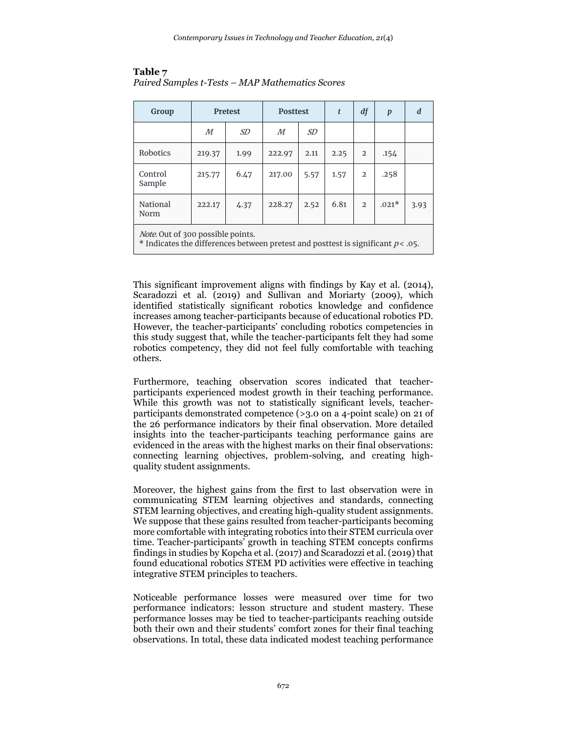**Table 7**
*Paired Samples t-Tests – MAP Mathematics Scores*

| Group | Pretest | | Posttest | | *t* | *df* | *p* | *d* |
|---|---|---|---|---|---|---|---|---|
| | *M* | *SD* | *M* | *SD* | | | | |
| Robotics | 219.37 | 1.99 | 222.97 | 2.11 | 2.25 | 2 | .154 | |
| Control Sample | 215.77 | 6.47 | 217.00 | 5.57 | 1.57 | 2 | .258 | |
| National Norm | 222.17 | 4.37 | 228.27 | 2.52 | 6.81 | 2 | .021* | 3.93 |

*Note.* Out of 300 possible points.
\* Indicates the differences between pretest and posttest is significant $p < .05$.

This significant improvement aligns with findings by Kay et al. (2014), Scaradozzi et al. (2019) and Sullivan and Moriarty (2009), which identified statistically significant robotics knowledge and confidence increases among teacher-participants because of educational robotics PD. However, the teacher-participants' concluding robotics competencies in this study suggest that, while the teacher-participants felt they had some robotics competency, they did not feel fully comfortable with teaching others.

Furthermore, teaching observation scores indicated that teacher-participants experienced modest growth in their teaching performance. While this growth was not to statistically significant levels, teacher-participants demonstrated competence (>3.0 on a 4-point scale) on 21 of the 26 performance indicators by their final observation. More detailed insights into the teacher-participants teaching performance gains are evidenced in the areas with the highest marks on their final observations: connecting learning objectives, problem-solving, and creating high-quality student assignments.

Moreover, the highest gains from the first to last observation were in communicating STEM learning objectives and standards, connecting STEM learning objectives, and creating high-quality student assignments. We suppose that these gains resulted from teacher-participants becoming more comfortable with integrating robotics into their STEM curricula over time. Teacher-participants' growth in teaching STEM concepts confirms findings in studies by Kopcha et al. (2017) and Scaradozzi et al. (2019) that found educational robotics STEM PD activities were effective in teaching integrative STEM principles to teachers.

Noticeable performance losses were measured over time for two performance indicators: lesson structure and student mastery. These performance losses may be tied to teacher-participants reaching outside both their own and their students' comfort zones for their final teaching observations. In total, these data indicated modest teaching performance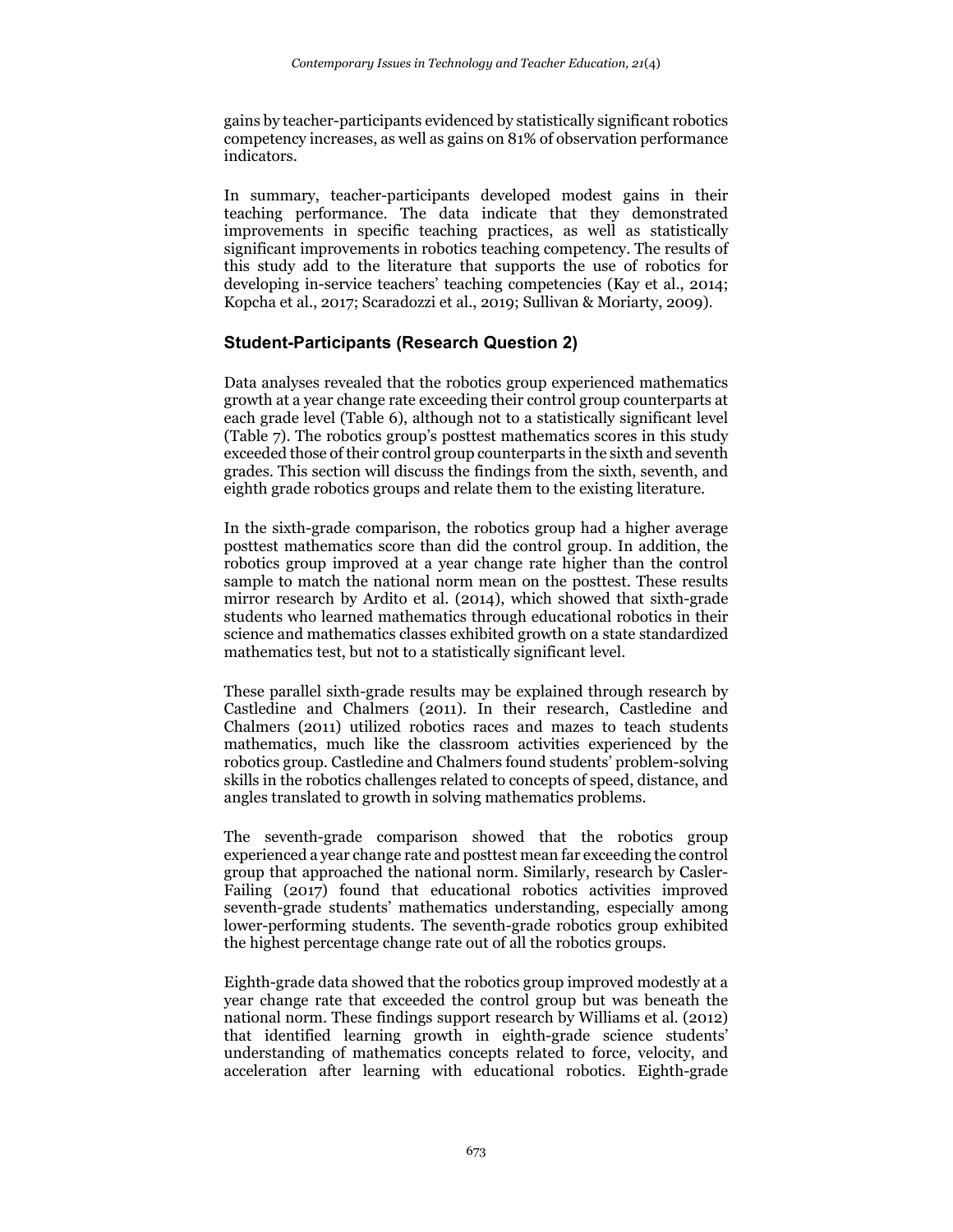gains by teacher-participants evidenced by statistically significant robotics competency increases, as well as gains on 81% of observation performance indicators.

In summary, teacher-participants developed modest gains in their teaching performance. The data indicate that they demonstrated improvements in specific teaching practices, as well as statistically significant improvements in robotics teaching competency. The results of this study add to the literature that supports the use of robotics for developing in-service teachers' teaching competencies (Kay et al., 2014; Kopcha et al., 2017; Scaradozzi et al., 2019; Sullivan & Moriarty, 2009).

### Student-Participants (Research Question 2)

Data analyses revealed that the robotics group experienced mathematics growth at a year change rate exceeding their control group counterparts at each grade level (Table 6), although not to a statistically significant level (Table 7). The robotics group's posttest mathematics scores in this study exceeded those of their control group counterparts in the sixth and seventh grades. This section will discuss the findings from the sixth, seventh, and eighth grade robotics groups and relate them to the existing literature.

In the sixth-grade comparison, the robotics group had a higher average posttest mathematics score than did the control group. In addition, the robotics group improved at a year change rate higher than the control sample to match the national norm mean on the posttest. These results mirror research by Ardito et al. (2014), which showed that sixth-grade students who learned mathematics through educational robotics in their science and mathematics classes exhibited growth on a state standardized mathematics test, but not to a statistically significant level.

These parallel sixth-grade results may be explained through research by Castledine and Chalmers (2011). In their research, Castledine and Chalmers (2011) utilized robotics races and mazes to teach students mathematics, much like the classroom activities experienced by the robotics group. Castledine and Chalmers found students' problem-solving skills in the robotics challenges related to concepts of speed, distance, and angles translated to growth in solving mathematics problems.

The seventh-grade comparison showed that the robotics group experienced a year change rate and posttest mean far exceeding the control group that approached the national norm. Similarly, research by Casler-Failing (2017) found that educational robotics activities improved seventh-grade students' mathematics understanding, especially among lower-performing students. The seventh-grade robotics group exhibited the highest percentage change rate out of all the robotics groups.

Eighth-grade data showed that the robotics group improved modestly at a year change rate that exceeded the control group but was beneath the national norm. These findings support research by Williams et al. (2012) that identified learning growth in eighth-grade science students' understanding of mathematics concepts related to force, velocity, and acceleration after learning with educational robotics. Eighth-grade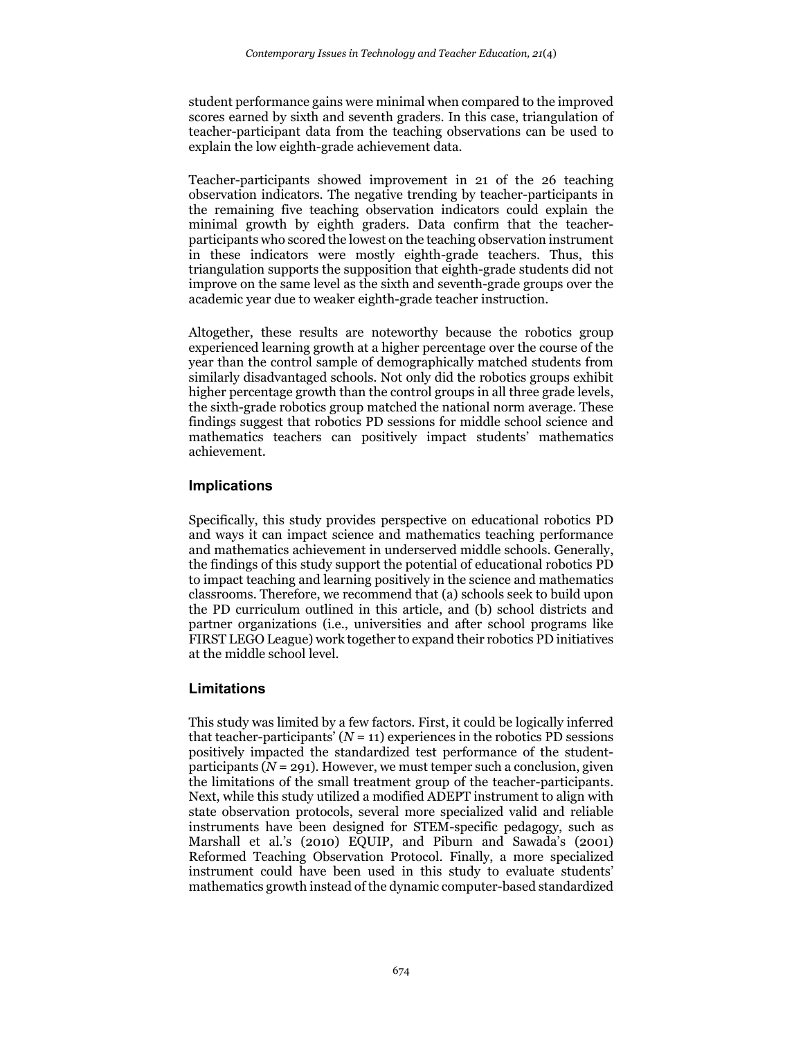student performance gains were minimal when compared to the improved scores earned by sixth and seventh graders. In this case, triangulation of teacher-participant data from the teaching observations can be used to explain the low eighth-grade achievement data.

Teacher-participants showed improvement in 21 of the 26 teaching observation indicators. The negative trending by teacher-participants in the remaining five teaching observation indicators could explain the minimal growth by eighth graders. Data confirm that the teacher-participants who scored the lowest on the teaching observation instrument in these indicators were mostly eighth-grade teachers. Thus, this triangulation supports the supposition that eighth-grade students did not improve on the same level as the sixth and seventh-grade groups over the academic year due to weaker eighth-grade teacher instruction.

Altogether, these results are noteworthy because the robotics group experienced learning growth at a higher percentage over the course of the year than the control sample of demographically matched students from similarly disadvantaged schools. Not only did the robotics groups exhibit higher percentage growth than the control groups in all three grade levels, the sixth-grade robotics group matched the national norm average. These findings suggest that robotics PD sessions for middle school science and mathematics teachers can positively impact students' mathematics achievement.

## Implications

Specifically, this study provides perspective on educational robotics PD and ways it can impact science and mathematics teaching performance and mathematics achievement in underserved middle schools. Generally, the findings of this study support the potential of educational robotics PD to impact teaching and learning positively in the science and mathematics classrooms. Therefore, we recommend that (a) schools seek to build upon the PD curriculum outlined in this article, and (b) school districts and partner organizations (i.e., universities and after school programs like FIRST LEGO League) work together to expand their robotics PD initiatives at the middle school level.

## Limitations

This study was limited by a few factors. First, it could be logically inferred that teacher-participants' ($N = 11$) experiences in the robotics PD sessions positively impacted the standardized test performance of the student-participants ($N = 291$). However, we must temper such a conclusion, given the limitations of the small treatment group of the teacher-participants. Next, while this study utilized a modified ADEPT instrument to align with state observation protocols, several more specialized valid and reliable instruments have been designed for STEM-specific pedagogy, such as Marshall et al.'s (2010) EQUIP, and Piburn and Sawada's (2001) Reformed Teaching Observation Protocol. Finally, a more specialized instrument could have been used in this study to evaluate students' mathematics growth instead of the dynamic computer-based standardized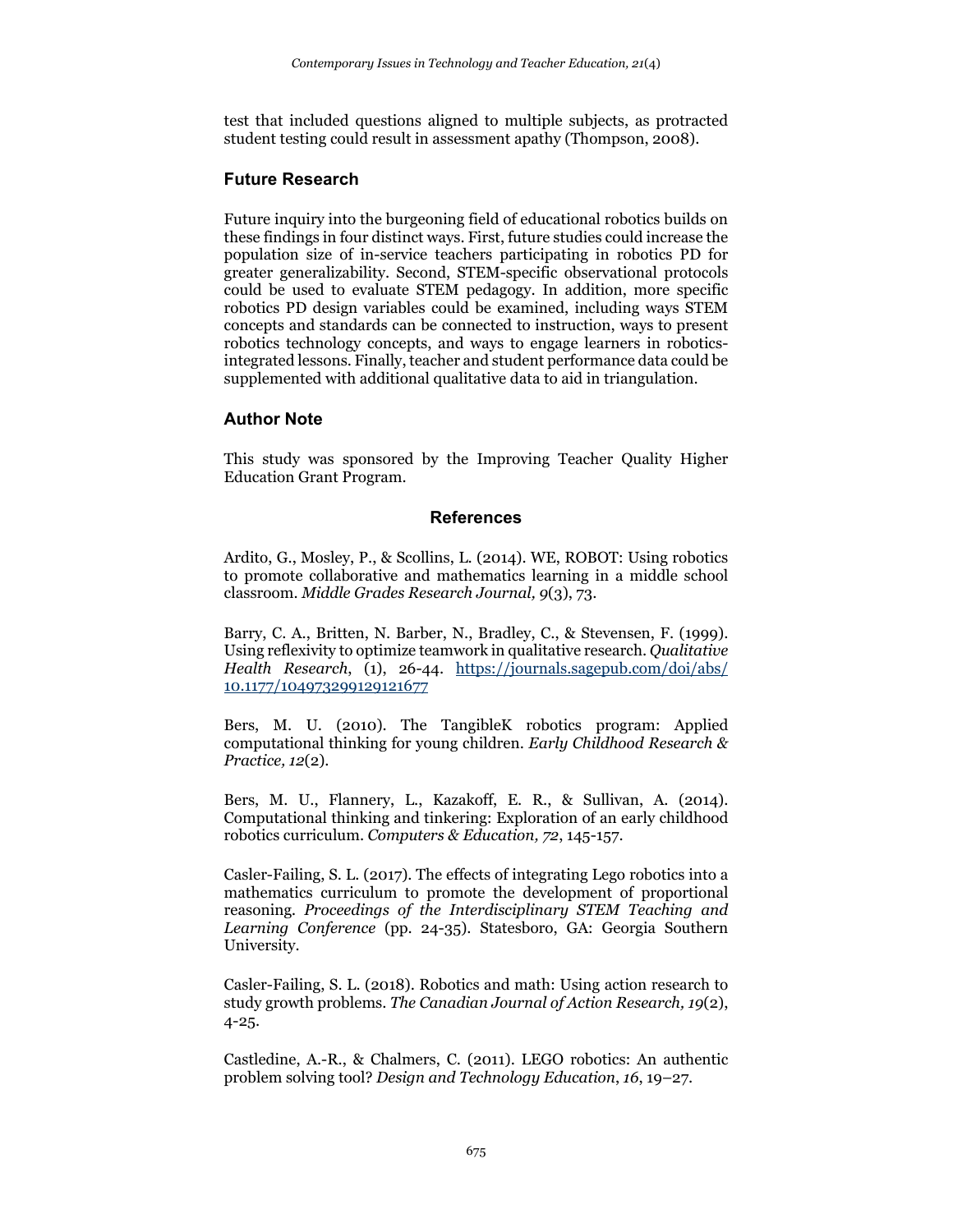test that included questions aligned to multiple subjects, as protracted student testing could result in assessment apathy (Thompson, 2008).

## Future Research

Future inquiry into the burgeoning field of educational robotics builds on these findings in four distinct ways. First, future studies could increase the population size of in-service teachers participating in robotics PD for greater generalizability. Second, STEM-specific observational protocols could be used to evaluate STEM pedagogy. In addition, more specific robotics PD design variables could be examined, including ways STEM concepts and standards can be connected to instruction, ways to present robotics technology concepts, and ways to engage learners in robotics-integrated lessons. Finally, teacher and student performance data could be supplemented with additional qualitative data to aid in triangulation.

## Author Note

This study was sponsored by the Improving Teacher Quality Higher Education Grant Program.

## References

Ardito, G., Mosley, P., & Scollins, L. (2014). WE, ROBOT: Using robotics to promote collaborative and mathematics learning in a middle school classroom. *Middle Grades Research Journal, 9*(3), 73.

Barry, C. A., Britten, N. Barber, N., Bradley, C., & Stevensen, F. (1999). Using reflexivity to optimize teamwork in qualitative research. *Qualitative Health Research*, (1), 26-44. https://journals.sagepub.com/doi/abs/10.1177/104973299129121677

Bers, M. U. (2010). The TangibleK robotics program: Applied computational thinking for young children. *Early Childhood Research & Practice, 12*(2).

Bers, M. U., Flannery, L., Kazakoff, E. R., & Sullivan, A. (2014). Computational thinking and tinkering: Exploration of an early childhood robotics curriculum. *Computers & Education, 72*, 145-157.

Casler-Failing, S. L. (2017). The effects of integrating Lego robotics into a mathematics curriculum to promote the development of proportional reasoning. *Proceedings of the Interdisciplinary STEM Teaching and Learning Conference* (pp. 24-35). Statesboro, GA: Georgia Southern University.

Casler-Failing, S. L. (2018). Robotics and math: Using action research to study growth problems. *The Canadian Journal of Action Research, 19*(2), 4-25.

Castledine, A.-R., & Chalmers, C. (2011). LEGO robotics: An authentic problem solving tool? *Design and Technology Education*, *16*, 19–27.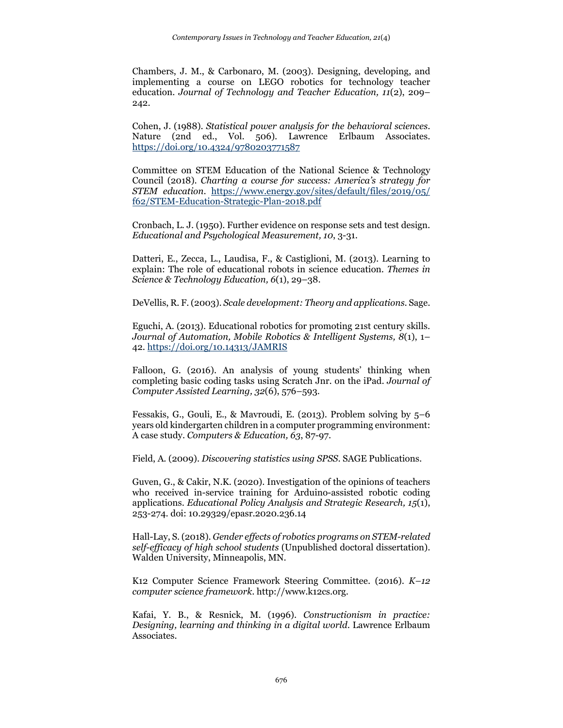Chambers, J. M., & Carbonaro, M. (2003). Designing, developing, and implementing a course on LEGO robotics for technology teacher education. *Journal of Technology and Teacher Education, 11*(2), 209–242.

Cohen, J. (1988). *Statistical power analysis for the behavioral sciences*. Nature (2nd ed., Vol. 506). Lawrence Erlbaum Associates. https://doi.org/10.4324/9780203771587

Committee on STEM Education of the National Science & Technology Council (2018). *Charting a course for success: America's strategy for STEM education*. https://www.energy.gov/sites/default/files/2019/05/f62/STEM-Education-Strategic-Plan-2018.pdf

Cronbach, L. J. (1950). Further evidence on response sets and test design. *Educational and Psychological Measurement, 10*, 3-31.

Datteri, E., Zecca, L., Laudisa, F., & Castiglioni, M. (2013). Learning to explain: The role of educational robots in science education. *Themes in Science & Technology Education, 6*(1), 29–38.

DeVellis, R. F. (2003). *Scale development: Theory and applications*. Sage.

Eguchi, A. (2013). Educational robotics for promoting 21st century skills. *Journal of Automation, Mobile Robotics & Intelligent Systems, 8*(1), 1–42. https://doi.org/10.14313/JAMRIS

Falloon, G. (2016). An analysis of young students' thinking when completing basic coding tasks using Scratch Jnr. on the iPad. *Journal of Computer Assisted Learning, 32*(6), 576–593.

Fessakis, G., Gouli, E., & Mavroudi, E. (2013). Problem solving by 5–6 years old kindergarten children in a computer programming environment: A case study. *Computers & Education, 63*, 87-97.

Field, A. (2009). *Discovering statistics using SPSS*. SAGE Publications.

Guven, G., & Cakir, N.K. (2020). Investigation of the opinions of teachers who received in-service training for Arduino-assisted robotic coding applications. *Educational Policy Analysis and Strategic Research, 15*(1), 253-274. doi: 10.29329/epasr.2020.236.14

Hall-Lay, S. (2018). *Gender effects of robotics programs on STEM-related self-efficacy of high school students* (Unpublished doctoral dissertation). Walden University, Minneapolis, MN.

K12 Computer Science Framework Steering Committee. (2016). *K–12 computer science framework*. http://www.k12cs.org.

Kafai, Y. B., & Resnick, M. (1996). *Constructionism in practice: Designing, learning and thinking in a digital world*. Lawrence Erlbaum Associates.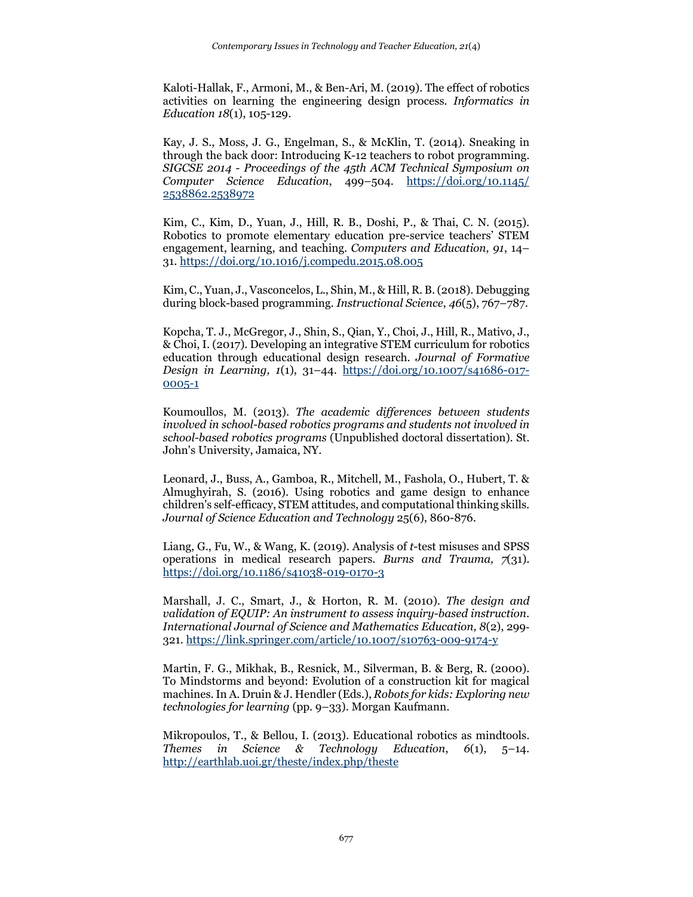Kaloti-Hallak, F., Armoni, M., & Ben-Ari, M. (2019). The effect of robotics activities on learning the engineering design process. *Informatics in Education 18*(1), 105-129.

Kay, J. S., Moss, J. G., Engelman, S., & McKlin, T. (2014). Sneaking in through the back door: Introducing K-12 teachers to robot programming. *SIGCSE 2014 - Proceedings of the 45th ACM Technical Symposium on Computer Science Education*, 499–504. https://doi.org/10.1145/2538862.2538972

Kim, C., Kim, D., Yuan, J., Hill, R. B., Doshi, P., & Thai, C. N. (2015). Robotics to promote elementary education pre-service teachers' STEM engagement, learning, and teaching. *Computers and Education, 91*, 14–31. https://doi.org/10.1016/j.compedu.2015.08.005

Kim, C., Yuan, J., Vasconcelos, L., Shin, M., & Hill, R. B. (2018). Debugging during block-based programming. *Instructional Science*, *46*(5), 767–787.

Kopcha, T. J., McGregor, J., Shin, S., Qian, Y., Choi, J., Hill, R., Mativo, J., & Choi, I. (2017). Developing an integrative STEM curriculum for robotics education through educational design research. *Journal of Formative Design in Learning, 1*(1), 31–44. https://doi.org/10.1007/s41686-017-0005-1

Koumoullos, M. (2013). *The academic differences between students involved in school-based robotics programs and students not involved in school-based robotics programs* (Unpublished doctoral dissertation). St. John's University, Jamaica, NY.

Leonard, J., Buss, A., Gamboa, R., Mitchell, M., Fashola, O., Hubert, T. & Almughyirah, S. (2016). Using robotics and game design to enhance children's self-efficacy, STEM attitudes, and computational thinking skills. *Journal of Science Education and Technology* 25(6), 860-876.

Liang, G., Fu, W., & Wang, K. (2019). Analysis of *t*-test misuses and SPSS operations in medical research papers. *Burns and Trauma, 7*(31). https://doi.org/10.1186/s41038-019-0170-3

Marshall, J. C., Smart, J., & Horton, R. M. (2010). *The design and validation of EQUIP: An instrument to assess inquiry-based instruction. International Journal of Science and Mathematics Education, 8*(2), 299-321. https://link.springer.com/article/10.1007/s10763-009-9174-y

Martin, F. G., Mikhak, B., Resnick, M., Silverman, B. & Berg, R. (2000). To Mindstorms and beyond: Evolution of a construction kit for magical machines. In A. Druin & J. Hendler (Eds.), *Robots for kids: Exploring new technologies for learning* (pp. 9–33). Morgan Kaufmann.

Mikropoulos, T., & Bellou, I. (2013). Educational robotics as mindtools. *Themes in Science & Technology Education*, *6*(1), 5–14. http://earthlab.uoi.gr/theste/index.php/theste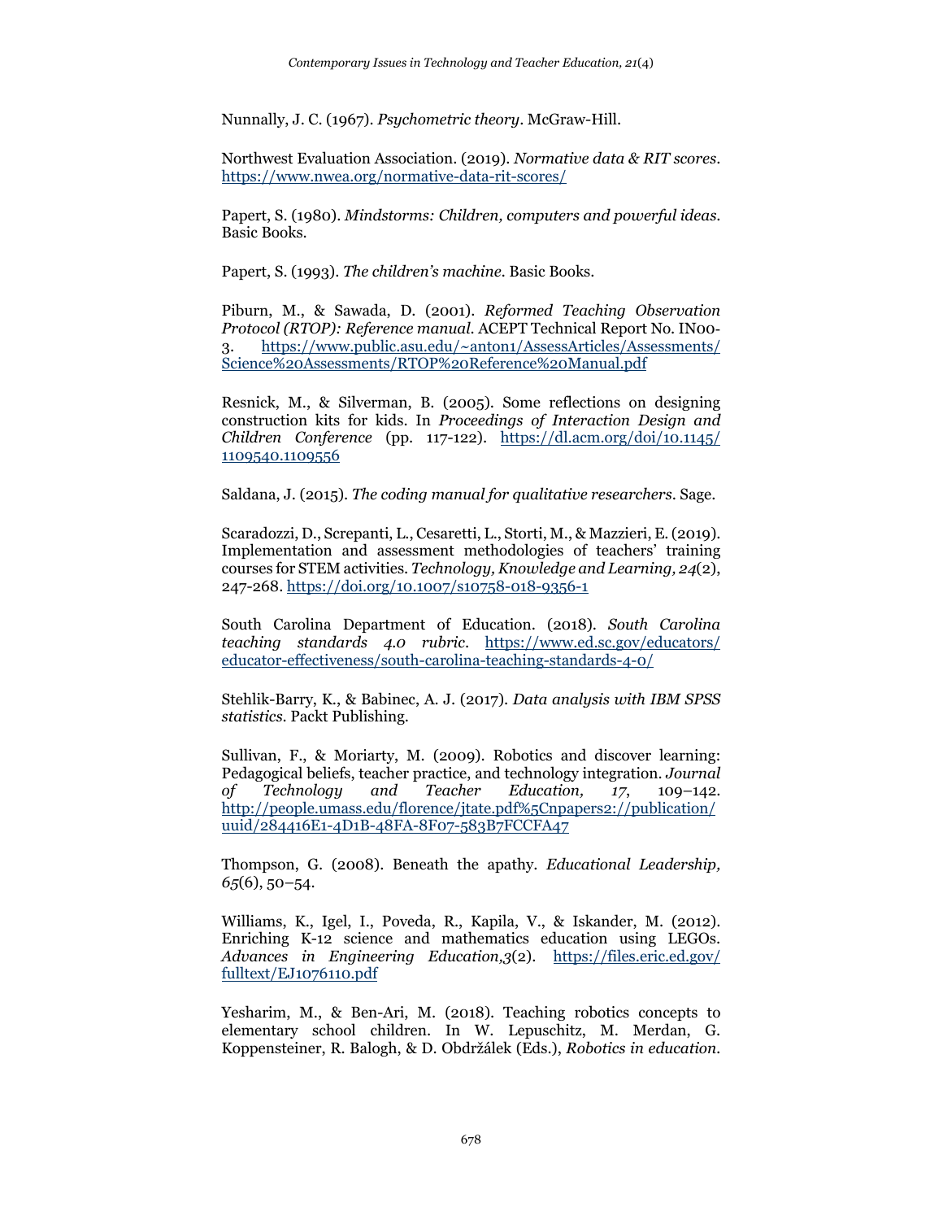Nunnally, J. C. (1967). *Psychometric theory*. McGraw-Hill.

Northwest Evaluation Association. (2019). *Normative data & RIT scores*. https://www.nwea.org/normative-data-rit-scores/

Papert, S. (1980). *Mindstorms: Children, computers and powerful ideas*. Basic Books.

Papert, S. (1993). *The children's machine*. Basic Books.

Piburn, M., & Sawada, D. (2001). *Reformed Teaching Observation Protocol (RTOP): Reference manual*. ACEPT Technical Report No. IN00-3. https://www.public.asu.edu/~anton1/AssessArticles/Assessments/Science%20Assessments/RTOP%20Reference%20Manual.pdf

Resnick, M., & Silverman, B. (2005). Some reflections on designing construction kits for kids. In *Proceedings of Interaction Design and Children Conference* (pp. 117-122). https://dl.acm.org/doi/10.1145/1109540.1109556

Saldana, J. (2015). *The coding manual for qualitative researchers*. Sage.

Scaradozzi, D., Screpanti, L., Cesaretti, L., Storti, M., & Mazzieri, E. (2019). Implementation and assessment methodologies of teachers' training courses for STEM activities. *Technology, Knowledge and Learning, 24*(2), 247-268. https://doi.org/10.1007/s10758-018-9356-1

South Carolina Department of Education. (2018). *South Carolina teaching standards 4.0 rubric*. https://www.ed.sc.gov/educators/educator-effectiveness/south-carolina-teaching-standards-4-0/

Stehlik-Barry, K., & Babinec, A. J. (2017). *Data analysis with IBM SPSS statistics*. Packt Publishing.

Sullivan, F., & Moriarty, M. (2009). Robotics and discover learning: Pedagogical beliefs, teacher practice, and technology integration. *Journal of Technology and Teacher Education, 17*, 109–142. http://people.umass.edu/florence/jtate.pdf%5Cnpapers2://publication/uuid/284416E1-4D1B-48FA-8F07-583B7FCCFA47

Thompson, G. (2008). Beneath the apathy. *Educational Leadership, 65*(6), 50–54.

Williams, K., Igel, I., Poveda, R., Kapila, V., & Iskander, M. (2012). Enriching K-12 science and mathematics education using LEGOs. *Advances in Engineering Education,3*(2). https://files.eric.ed.gov/fulltext/EJ1076110.pdf

Yesharim, M., & Ben-Ari, M. (2018). Teaching robotics concepts to elementary school children. In W. Lepuschitz, M. Merdan, G. Koppensteiner, R. Balogh, & D. Obdržálek (Eds.), *Robotics in education*.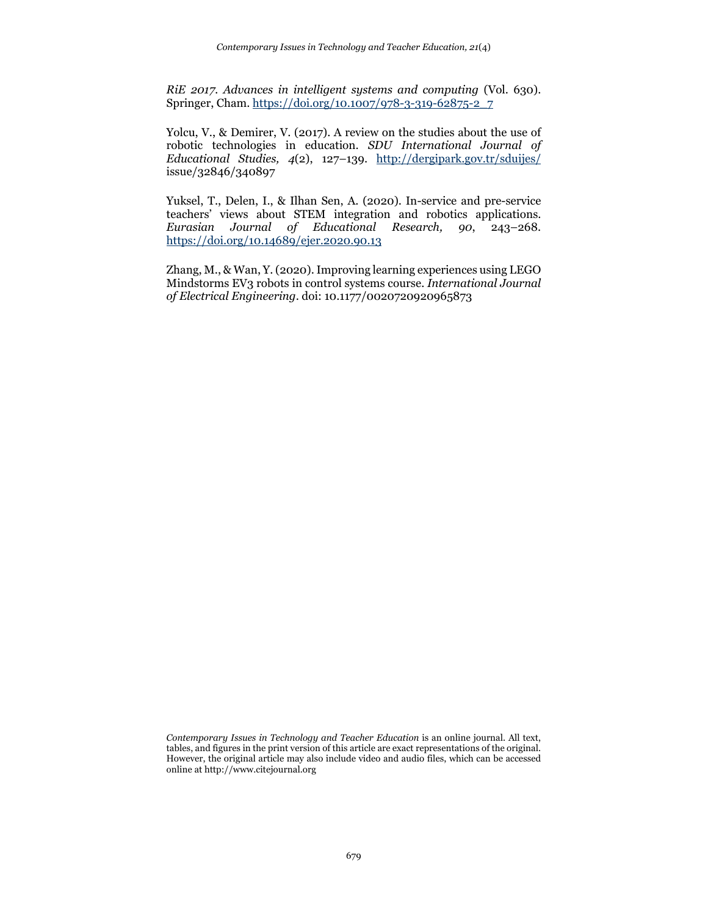*RiE 2017. Advances in intelligent systems and computing* (Vol. 630). Springer, Cham. https://doi.org/10.1007/978-3-319-62875-2_7

Yolcu, V., & Demirer, V. (2017). A review on the studies about the use of robotic technologies in education. *SDU International Journal of Educational Studies, 4*(2), 127–139. http://dergipark.gov.tr/sduijes/issue/32846/340897

Yuksel, T., Delen, I., & Ilhan Sen, A. (2020). In-service and pre-service teachers' views about STEM integration and robotics applications. *Eurasian Journal of Educational Research, 90*, 243–268. https://doi.org/10.14689/ejer.2020.90.13

Zhang, M., & Wan, Y. (2020). Improving learning experiences using LEGO Mindstorms EV3 robots in control systems course. *International Journal of Electrical Engineering*. doi: 10.1177/0020720920965873

*Contemporary Issues in Technology and Teacher Education* is an online journal. All text, tables, and figures in the print version of this article are exact representations of the original. However, the original article may also include video and audio files, which can be accessed online at http://www.citejournal.org